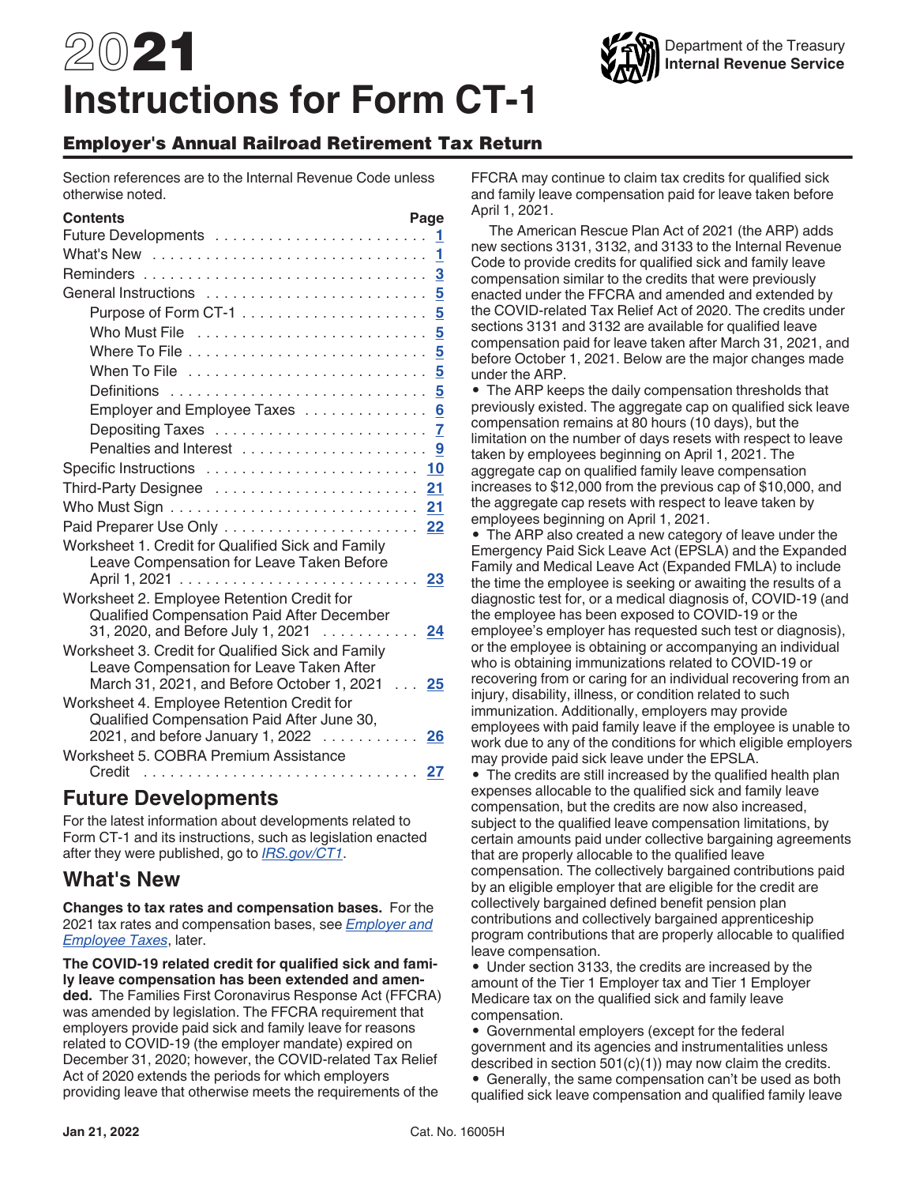# 2021 Instructions for Form CT-1

Department of the Treasury
Internal Revenue Service

## Employer's Annual Railroad Retirement Tax Return

Section references are to the Internal Revenue Code unless otherwise noted.

| Contents | Page |
|---|---|
| Future Developments | 1 |
| What's New | 1 |
| Reminders | 3 |
| General Instructions | 5 |
| Purpose of Form CT-1 | 5 |
| Who Must File | 5 |
| Where To File | 5 |
| When To File | 5 |
| Definitions | 5 |
| Employer and Employee Taxes | 6 |
| Depositing Taxes | 7 |
| Penalties and Interest | 9 |
| Specific Instructions | 10 |
| Third-Party Designee | 21 |
| Who Must Sign | 21 |
| Paid Preparer Use Only | 22 |
| Worksheet 1. Credit for Qualified Sick and Family Leave Compensation for Leave Taken Before April 1, 2021 | 23 |
| Worksheet 2. Employee Retention Credit for Qualified Compensation Paid After December 31, 2020, and Before July 1, 2021 | 24 |
| Worksheet 3. Credit for Qualified Sick and Family Leave Compensation for Leave Taken After March 31, 2021, and Before October 1, 2021 | 25 |
| Worksheet 4. Employee Retention Credit for Qualified Compensation Paid After June 30, 2021, and before January 1, 2022 | 26 |
| Worksheet 5. COBRA Premium Assistance Credit | 27 |

## Future Developments

For the latest information about developments related to Form CT-1 and its instructions, such as legislation enacted after they were published, go to *IRS.gov/CT1*.

## What's New

**Changes to tax rates and compensation bases.** For the 2021 tax rates and compensation bases, see *Employer and Employee Taxes*, later.

**The COVID-19 related credit for qualified sick and family leave compensation has been extended and amended.** The Families First Coronavirus Response Act (FFCRA) was amended by legislation. The FFCRA requirement that employers provide paid sick and family leave for reasons related to COVID-19 (the employer mandate) expired on December 31, 2020; however, the COVID-related Tax Relief Act of 2020 extends the periods for which employers providing leave that otherwise meets the requirements of the FFCRA may continue to claim tax credits for qualified sick and family leave compensation paid for leave taken before April 1, 2021.

The American Rescue Plan Act of 2021 (the ARP) adds new sections 3131, 3132, and 3133 to the Internal Revenue Code to provide credits for qualified sick and family leave compensation similar to the credits that were previously enacted under the FFCRA and amended and extended by the COVID-related Tax Relief Act of 2020. The credits under sections 3131 and 3132 are available for qualified leave compensation paid for leave taken after March 31, 2021, and before October 1, 2021. Below are the major changes made under the ARP.

- The ARP keeps the daily compensation thresholds that previously existed. The aggregate cap on qualified sick leave compensation remains at 80 hours (10 days), but the limitation on the number of days resets with respect to leave taken by employees beginning on April 1, 2021. The aggregate cap on qualified family leave compensation increases to $12,000 from the previous cap of $10,000, and the aggregate cap resets with respect to leave taken by employees beginning on April 1, 2021.
- The ARP also created a new category of leave under the Emergency Paid Sick Leave Act (EPSLA) and the Expanded Family and Medical Leave Act (Expanded FMLA) to include the time the employee is seeking or awaiting the results of a diagnostic test for, or a medical diagnosis of, COVID-19 (and the employee has been exposed to COVID-19 or the employee's employer has requested such test or diagnosis), or the employee is obtaining or accompanying an individual who is obtaining immunizations related to COVID-19 or recovering from or caring for an individual recovering from an injury, disability, illness, or condition related to such immunization. Additionally, employers may provide employees with paid family leave if the employee is unable to work due to any of the conditions for which eligible employers may provide paid sick leave under the EPSLA.
- The credits are still increased by the qualified health plan expenses allocable to the qualified sick and family leave compensation, but the credits are now also increased, subject to the qualified leave compensation limitations, by certain amounts paid under collective bargaining agreements that are properly allocable to the qualified leave compensation. The collectively bargained contributions paid by an eligible employer that are eligible for the credit are collectively bargained defined benefit pension plan contributions and collectively bargained apprenticeship program contributions that are properly allocable to qualified leave compensation.
- Under section 3133, the credits are increased by the amount of the Tier 1 Employer tax and Tier 1 Employer Medicare tax on the qualified sick and family leave compensation.
- Governmental employers (except for the federal government and its agencies and instrumentalities unless described in section 501(c)(1)) may now claim the credits.
- Generally, the same compensation can't be used as both qualified sick leave compensation and qualified family leave

Jan 21, 2022 Cat. No. 16005H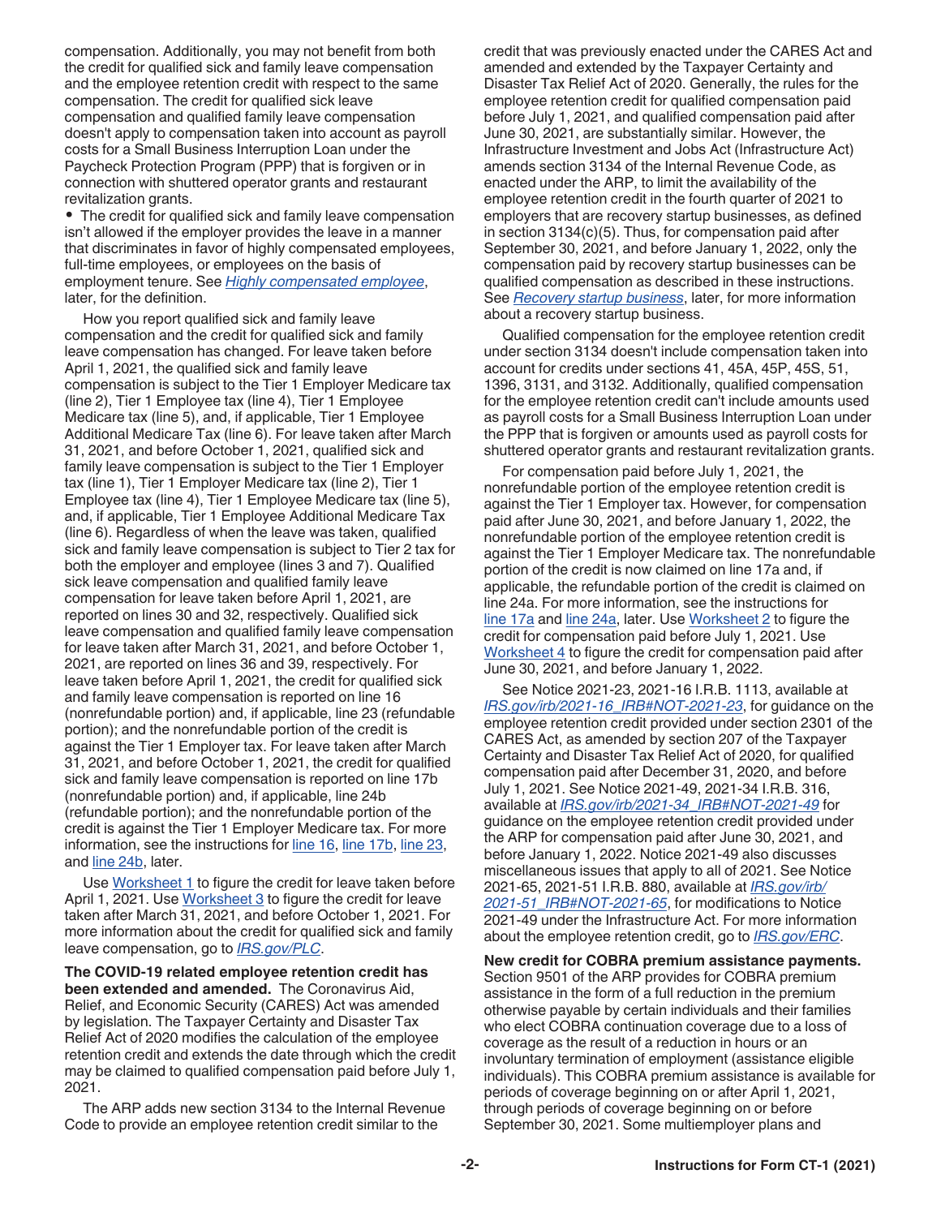compensation. Additionally, you may not benefit from both the credit for qualified sick and family leave compensation and the employee retention credit with respect to the same compensation. The credit for qualified sick leave compensation and qualified family leave compensation doesn't apply to compensation taken into account as payroll costs for a Small Business Interruption Loan under the Paycheck Protection Program (PPP) that is forgiven or in connection with shuttered operator grants and restaurant revitalization grants.

- The credit for qualified sick and family leave compensation isn't allowed if the employer provides the leave in a manner that discriminates in favor of highly compensated employees, full-time employees, or employees on the basis of employment tenure. See *Highly compensated employee*, later, for the definition.

How you report qualified sick and family leave compensation and the credit for qualified sick and family leave compensation has changed. For leave taken before April 1, 2021, the qualified sick and family leave compensation is subject to the Tier 1 Employer Medicare tax (line 2), Tier 1 Employee tax (line 4), Tier 1 Employee Medicare tax (line 5), and, if applicable, Tier 1 Employee Additional Medicare Tax (line 6). For leave taken after March 31, 2021, and before October 1, 2021, qualified sick and family leave compensation is subject to the Tier 1 Employer tax (line 1), Tier 1 Employer Medicare tax (line 2), Tier 1 Employee tax (line 4), Tier 1 Employee Medicare tax (line 5), and, if applicable, Tier 1 Employee Additional Medicare Tax (line 6). Regardless of when the leave was taken, qualified sick and family leave compensation is subject to Tier 2 tax for both the employer and employee (lines 3 and 7). Qualified sick leave compensation and qualified family leave compensation for leave taken before April 1, 2021, are reported on lines 30 and 32, respectively. Qualified sick leave compensation and qualified family leave compensation for leave taken after March 31, 2021, and before October 1, 2021, are reported on lines 36 and 39, respectively. For leave taken before April 1, 2021, the credit for qualified sick and family leave compensation is reported on line 16 (nonrefundable portion) and, if applicable, line 23 (refundable portion); and the nonrefundable portion of the credit is against the Tier 1 Employer tax. For leave taken after March 31, 2021, and before October 1, 2021, the credit for qualified sick and family leave compensation is reported on line 17b (nonrefundable portion) and, if applicable, line 24b (refundable portion); and the nonrefundable portion of the credit is against the Tier 1 Employer Medicare tax. For more information, see the instructions for line 16, line 17b, line 23, and line 24b, later.

Use Worksheet 1 to figure the credit for leave taken before April 1, 2021. Use Worksheet 3 to figure the credit for leave taken after March 31, 2021, and before October 1, 2021. For more information about the credit for qualified sick and family leave compensation, go to *IRS.gov/PLC*.

**The COVID-19 related employee retention credit has been extended and amended.** The Coronavirus Aid, Relief, and Economic Security (CARES) Act was amended by legislation. The Taxpayer Certainty and Disaster Tax Relief Act of 2020 modifies the calculation of the employee retention credit and extends the date through which the credit may be claimed to qualified compensation paid before July 1, 2021.

The ARP adds new section 3134 to the Internal Revenue Code to provide an employee retention credit similar to the credit that was previously enacted under the CARES Act and amended and extended by the Taxpayer Certainty and Disaster Tax Relief Act of 2020. Generally, the rules for the employee retention credit for qualified compensation paid before July 1, 2021, and qualified compensation paid after June 30, 2021, are substantially similar. However, the Infrastructure Investment and Jobs Act (Infrastructure Act) amends section 3134 of the Internal Revenue Code, as enacted under the ARP, to limit the availability of the employee retention credit in the fourth quarter of 2021 to employers that are recovery startup businesses, as defined in section 3134(c)(5). Thus, for compensation paid after September 30, 2021, and before January 1, 2022, only the compensation paid by recovery startup businesses can be qualified compensation as described in these instructions. See *Recovery startup business*, later, for more information about a recovery startup business.

Qualified compensation for the employee retention credit under section 3134 doesn't include compensation taken into account for credits under sections 41, 45A, 45P, 45S, 51, 1396, 3131, and 3132. Additionally, qualified compensation for the employee retention credit can't include amounts used as payroll costs for a Small Business Interruption Loan under the PPP that is forgiven or amounts used as payroll costs for shuttered operator grants and restaurant revitalization grants.

For compensation paid before July 1, 2021, the nonrefundable portion of the employee retention credit is against the Tier 1 Employer tax. However, for compensation paid after June 30, 2021, and before January 1, 2022, the nonrefundable portion of the employee retention credit is against the Tier 1 Employer Medicare tax. The nonrefundable portion of the credit is now claimed on line 17a and, if applicable, the refundable portion of the credit is claimed on line 24a. For more information, see the instructions for line 17a and line 24a, later. Use Worksheet 2 to figure the credit for compensation paid before July 1, 2021. Use Worksheet 4 to figure the credit for compensation paid after June 30, 2021, and before January 1, 2022.

See Notice 2021-23, 2021-16 I.R.B. 1113, available at *IRS.gov/irb/2021-16_IRB#NOT-2021-23*, for guidance on the employee retention credit provided under section 2301 of the CARES Act, as amended by section 207 of the Taxpayer Certainty and Disaster Tax Relief Act of 2020, for qualified compensation paid after December 31, 2020, and before July 1, 2021. See Notice 2021-49, 2021-34 I.R.B. 316, available at *IRS.gov/irb/2021-34_IRB#NOT-2021-49* for guidance on the employee retention credit provided under the ARP for compensation paid after June 30, 2021, and before January 1, 2022. Notice 2021-49 also discusses miscellaneous issues that apply to all of 2021. See Notice 2021-65, 2021-51 I.R.B. 880, available at *IRS.gov/irb/2021-51_IRB#NOT-2021-65*, for modifications to Notice 2021-49 under the Infrastructure Act. For more information about the employee retention credit, go to *IRS.gov/ERC*.

**New credit for COBRA premium assistance payments.** Section 9501 of the ARP provides for COBRA premium assistance in the form of a full reduction in the premium otherwise payable by certain individuals and their families who elect COBRA continuation coverage due to a loss of coverage as the result of a reduction in hours or an involuntary termination of employment (assistance eligible individuals). This COBRA premium assistance is available for periods of coverage beginning on or after April 1, 2021, through periods of coverage beginning on or before September 30, 2021. Some multiemployer plans and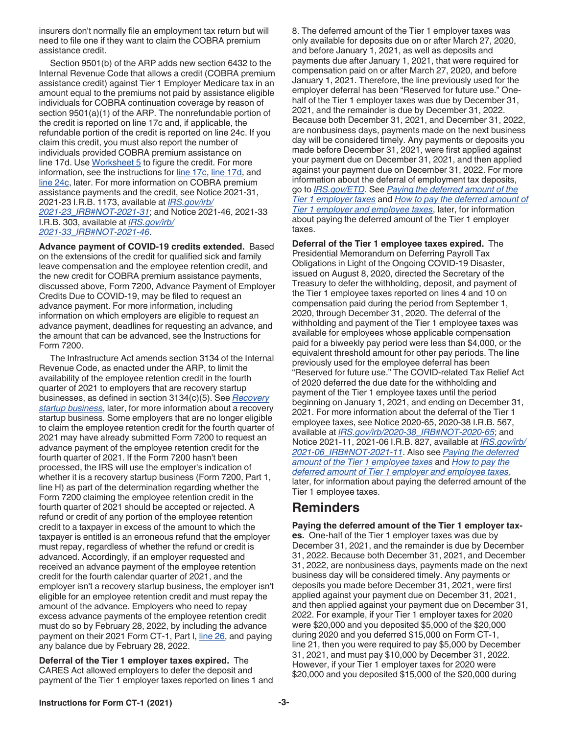insurers don't normally file an employment tax return but will need to file one if they want to claim the COBRA premium assistance credit.

Section 9501(b) of the ARP adds new section 6432 to the Internal Revenue Code that allows a credit (COBRA premium assistance credit) against Tier 1 Employer Medicare tax in an amount equal to the premiums not paid by assistance eligible individuals for COBRA continuation coverage by reason of section 9501(a)(1) of the ARP. The nonrefundable portion of the credit is reported on line 17c and, if applicable, the refundable portion of the credit is reported on line 24c. If you claim this credit, you must also report the number of individuals provided COBRA premium assistance on line 17d. Use Worksheet 5 to figure the credit. For more information, see the instructions for line 17c, line 17d, and line 24c, later. For more information on COBRA premium assistance payments and the credit, see Notice 2021-31, 2021-23 I.R.B. 1173, available at *IRS.gov/irb/2021-23_IRB#NOT-2021-31*; and Notice 2021-46, 2021-33 I.R.B. 303, available at *IRS.gov/irb/2021-33_IRB#NOT-2021-46*.

**Advance payment of COVID-19 credits extended.** Based on the extensions of the credit for qualified sick and family leave compensation and the employee retention credit, and the new credit for COBRA premium assistance payments, discussed above, Form 7200, Advance Payment of Employer Credits Due to COVID-19, may be filed to request an advance payment. For more information, including information on which employers are eligible to request an advance payment, deadlines for requesting an advance, and the amount that can be advanced, see the Instructions for Form 7200.

The Infrastructure Act amends section 3134 of the Internal Revenue Code, as enacted under the ARP, to limit the availability of the employee retention credit in the fourth quarter of 2021 to employers that are recovery startup businesses, as defined in section 3134(c)(5). See *Recovery startup business*, later, for more information about a recovery startup business. Some employers that are no longer eligible to claim the employee retention credit for the fourth quarter of 2021 may have already submitted Form 7200 to request an advance payment of the employee retention credit for the fourth quarter of 2021. If the Form 7200 hasn't been processed, the IRS will use the employer's indication of whether it is a recovery startup business (Form 7200, Part 1, line H) as part of the determination regarding whether the Form 7200 claiming the employee retention credit in the fourth quarter of 2021 should be accepted or rejected. A refund or credit of any portion of the employee retention credit to a taxpayer in excess of the amount to which the taxpayer is entitled is an erroneous refund that the employer must repay, regardless of whether the refund or credit is advanced. Accordingly, if an employer requested and received an advance payment of the employee retention credit for the fourth calendar quarter of 2021, and the employer isn't a recovery startup business, the employer isn't eligible for an employee retention credit and must repay the amount of the advance. Employers who need to repay excess advance payments of the employee retention credit must do so by February 28, 2022, by including the advance payment on their 2021 Form CT-1, Part I, line 26, and paying any balance due by February 28, 2022.

**Deferral of the Tier 1 employer taxes expired.** The CARES Act allowed employers to defer the deposit and payment of the Tier 1 employer taxes reported on lines 1 and 8. The deferred amount of the Tier 1 employer taxes was only available for deposits due on or after March 27, 2020, and before January 1, 2021, as well as deposits and payments due after January 1, 2021, that were required for compensation paid on or after March 27, 2020, and before January 1, 2021. Therefore, the line previously used for the employer deferral has been "Reserved for future use." One-half of the Tier 1 employer taxes was due by December 31, 2021, and the remainder is due by December 31, 2022. Because both December 31, 2021, and December 31, 2022, are nonbusiness days, payments made on the next business day will be considered timely. Any payments or deposits you made before December 31, 2021, were first applied against your payment due on December 31, 2021, and then applied against your payment due on December 31, 2022. For more information about the deferral of employment tax deposits, go to *IRS.gov/ETD*. See *Paying the deferred amount of the Tier 1 employer taxes* and *How to pay the deferred amount of Tier 1 employer and employee taxes*, later, for information about paying the deferred amount of the Tier 1 employer taxes.

**Deferral of the Tier 1 employee taxes expired.** The Presidential Memorandum on Deferring Payroll Tax Obligations in Light of the Ongoing COVID-19 Disaster, issued on August 8, 2020, directed the Secretary of the Treasury to defer the withholding, deposit, and payment of the Tier 1 employee taxes reported on lines 4 and 10 on compensation paid during the period from September 1, 2020, through December 31, 2020. The deferral of the withholding and payment of the Tier 1 employee taxes was available for employees whose applicable compensation paid for a biweekly pay period were less than $4,000, or the equivalent threshold amount for other pay periods. The line previously used for the employee deferral has been "Reserved for future use." The COVID-related Tax Relief Act of 2020 deferred the due date for the withholding and payment of the Tier 1 employee taxes until the period beginning on January 1, 2021, and ending on December 31, 2021. For more information about the deferral of the Tier 1 employee taxes, see Notice 2020-65, 2020-38 I.R.B. 567, available at *IRS.gov/irb/2020-38_IRB#NOT-2020-65*; and Notice 2021-11, 2021-06 I.R.B. 827, available at *IRS.gov/irb/2021-06_IRB#NOT-2021-11*. Also see *Paying the deferred amount of the Tier 1 employee taxes* and *How to pay the deferred amount of Tier 1 employer and employee taxes*, later, for information about paying the deferred amount of the Tier 1 employee taxes.

## Reminders

**Paying the deferred amount of the Tier 1 employer taxes.** One-half of the Tier 1 employer taxes was due by December 31, 2021, and the remainder is due by December 31, 2022. Because both December 31, 2021, and December 31, 2022, are nonbusiness days, payments made on the next business day will be considered timely. Any payments or deposits you made before December 31, 2021, were first applied against your payment due on December 31, 2021, and then applied against your payment due on December 31, 2022. For example, if your Tier 1 employer taxes for 2020 were $20,000 and you deposited $5,000 of the $20,000 during 2020 and you deferred $15,000 on Form CT-1, line 21, then you were required to pay $5,000 by December 31, 2021, and must pay $10,000 by December 31, 2022. However, if your Tier 1 employer taxes for 2020 were $20,000 and you deposited $15,000 of the $20,000 during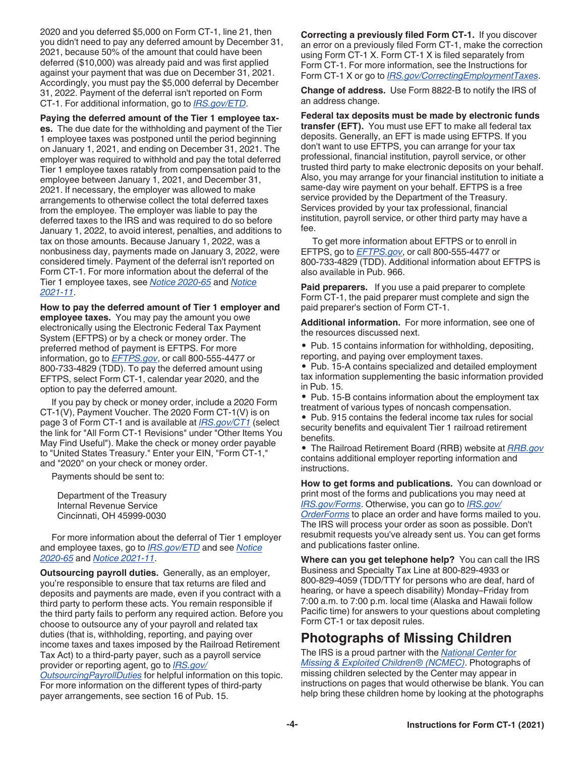2020 and you deferred $5,000 on Form CT-1, line 21, then you didn't need to pay any deferred amount by December 31, 2021, because 50% of the amount that could have been deferred ($10,000) was already paid and was first applied against your payment that was due on December 31, 2021. Accordingly, you must pay the $5,000 deferral by December 31, 2022. Payment of the deferral isn't reported on Form CT-1. For additional information, go to *IRS.gov/ETD*.

**Paying the deferred amount of the Tier 1 employee taxes.** The due date for the withholding and payment of the Tier 1 employee taxes was postponed until the period beginning on January 1, 2021, and ending on December 31, 2021. The employer was required to withhold and pay the total deferred Tier 1 employee taxes ratably from compensation paid to the employee between January 1, 2021, and December 31, 2021. If necessary, the employer was allowed to make arrangements to otherwise collect the total deferred taxes from the employee. The employer was liable to pay the deferred taxes to the IRS and was required to do so before January 1, 2022, to avoid interest, penalties, and additions to tax on those amounts. Because January 1, 2022, was a nonbusiness day, payments made on January 3, 2022, were considered timely. Payment of the deferral isn't reported on Form CT-1. For more information about the deferral of the Tier 1 employee taxes, see *Notice 2020-65* and *Notice 2021-11*.

**How to pay the deferred amount of Tier 1 employer and employee taxes.** You may pay the amount you owe electronically using the Electronic Federal Tax Payment System (EFTPS) or by a check or money order. The preferred method of payment is EFTPS. For more information, go to *EFTPS.gov*, or call 800-555-4477 or 800-733-4829 (TDD). To pay the deferred amount using EFTPS, select Form CT-1, calendar year 2020, and the option to pay the deferred amount.

If you pay by check or money order, include a 2020 Form CT-1(V), Payment Voucher. The 2020 Form CT-1(V) is on page 3 of Form CT-1 and is available at *IRS.gov/CT1* (select the link for "All Form CT-1 Revisions" under "Other Items You May Find Useful"). Make the check or money order payable to "United States Treasury." Enter your EIN, "Form CT-1," and "2020" on your check or money order.

Payments should be sent to:

Department of the Treasury
Internal Revenue Service
Cincinnati, OH 45999-0030

For more information about the deferral of Tier 1 employer and employee taxes, go to *IRS.gov/ETD* and see *Notice 2020-65* and *Notice 2021-11*.

**Outsourcing payroll duties.** Generally, as an employer, you're responsible to ensure that tax returns are filed and deposits and payments are made, even if you contract with a third party to perform these acts. You remain responsible if the third party fails to perform any required action. Before you choose to outsource any of your payroll and related tax duties (that is, withholding, reporting, and paying over income taxes and taxes imposed by the Railroad Retirement Tax Act) to a third-party payer, such as a payroll service provider or reporting agent, go to *IRS.gov/OutsourcingPayrollDuties* for helpful information on this topic. For more information on the different types of third-party payer arrangements, see section 16 of Pub. 15.

**Correcting a previously filed Form CT-1.** If you discover an error on a previously filed Form CT-1, make the correction using Form CT-1 X. Form CT-1 X is filed separately from Form CT-1. For more information, see the Instructions for Form CT-1 X or go to *IRS.gov/CorrectingEmploymentTaxes*.

**Change of address.** Use Form 8822-B to notify the IRS of an address change.

**Federal tax deposits must be made by electronic funds transfer (EFT).** You must use EFT to make all federal tax deposits. Generally, an EFT is made using EFTPS. If you don't want to use EFTPS, you can arrange for your tax professional, financial institution, payroll service, or other trusted third party to make electronic deposits on your behalf. Also, you may arrange for your financial institution to initiate a same-day wire payment on your behalf. EFTPS is a free service provided by the Department of the Treasury. Services provided by your tax professional, financial institution, payroll service, or other third party may have a fee.

To get more information about EFTPS or to enroll in EFTPS, go to *EFTPS.gov*, or call 800-555-4477 or 800-733-4829 (TDD). Additional information about EFTPS is also available in Pub. 966.

**Paid preparers.** If you use a paid preparer to complete Form CT-1, the paid preparer must complete and sign the paid preparer's section of Form CT-1.

**Additional information.** For more information, see one of the resources discussed next.

- Pub. 15 contains information for withholding, depositing, reporting, and paying over employment taxes.
- Pub. 15-A contains specialized and detailed employment tax information supplementing the basic information provided in Pub. 15.
- Pub. 15-B contains information about the employment tax treatment of various types of noncash compensation.
- Pub. 915 contains the federal income tax rules for social security benefits and equivalent Tier 1 railroad retirement benefits.
- The Railroad Retirement Board (RRB) website at *RRB.gov* contains additional employer reporting information and instructions.

**How to get forms and publications.** You can download or print most of the forms and publications you may need at *IRS.gov/Forms*. Otherwise, you can go to *IRS.gov/OrderForms* to place an order and have forms mailed to you. The IRS will process your order as soon as possible. Don't resubmit requests you've already sent us. You can get forms and publications faster online.

**Where can you get telephone help?** You can call the IRS Business and Specialty Tax Line at 800-829-4933 or 800-829-4059 (TDD/TTY for persons who are deaf, hard of hearing, or have a speech disability) Monday–Friday from 7:00 a.m. to 7:00 p.m. local time (Alaska and Hawaii follow Pacific time) for answers to your questions about completing Form CT-1 or tax deposit rules.

## Photographs of Missing Children

The IRS is a proud partner with the *National Center for Missing & Exploited Children® (NCMEC)*. Photographs of missing children selected by the Center may appear in instructions on pages that would otherwise be blank. You can help bring these children home by looking at the photographs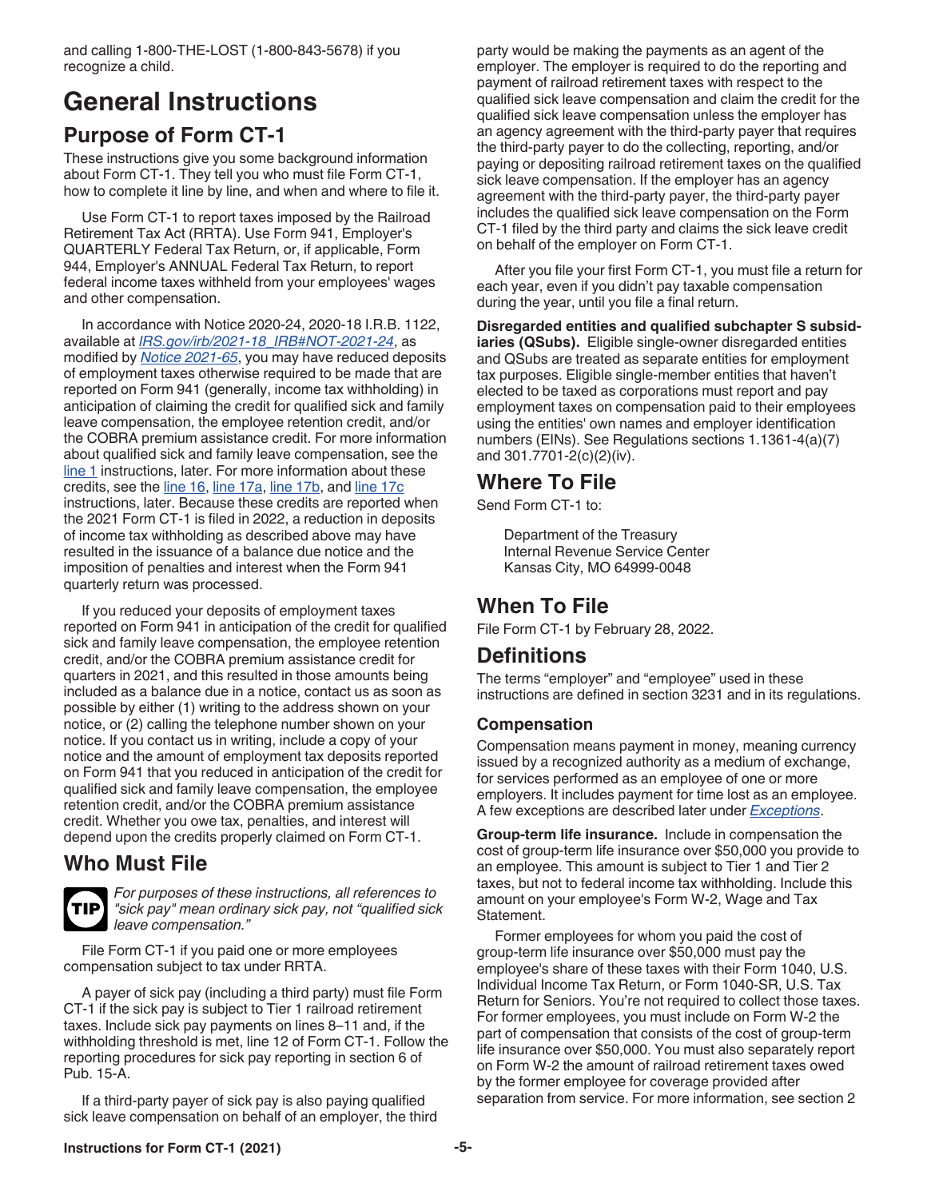and calling 1-800-THE-LOST (1-800-843-5678) if you recognize a child.

# General Instructions

## Purpose of Form CT-1

These instructions give you some background information about Form CT-1. They tell you who must file Form CT-1, how to complete it line by line, and when and where to file it.

Use Form CT-1 to report taxes imposed by the Railroad Retirement Tax Act (RRTA). Use Form 941, Employer's QUARTERLY Federal Tax Return, or, if applicable, Form 944, Employer's ANNUAL Federal Tax Return, to report federal income taxes withheld from your employees' wages and other compensation.

In accordance with Notice 2020-24, 2020-18 I.R.B. 1122, available at *IRS.gov/irb/2021-18_IRB#NOT-2021-24*, as modified by *Notice 2021-65*, you may have reduced deposits of employment taxes otherwise required to be made that are reported on Form 941 (generally, income tax withholding) in anticipation of claiming the credit for qualified sick and family leave compensation, the employee retention credit, and/or the COBRA premium assistance credit. For more information about qualified sick and family leave compensation, see the line 1 instructions, later. For more information about these credits, see the line 16, line 17a, line 17b, and line 17c instructions, later. Because these credits are reported when the 2021 Form CT-1 is filed in 2022, a reduction in deposits of income tax withholding as described above may have resulted in the issuance of a balance due notice and the imposition of penalties and interest when the Form 941 quarterly return was processed.

If you reduced your deposits of employment taxes reported on Form 941 in anticipation of the credit for qualified sick and family leave compensation, the employee retention credit, and/or the COBRA premium assistance credit for quarters in 2021, and this resulted in those amounts being included as a balance due in a notice, contact us as soon as possible by either (1) writing to the address shown on your notice, or (2) calling the telephone number shown on your notice. If you contact us in writing, include a copy of your notice and the amount of employment tax deposits reported on Form 941 that you reduced in anticipation of the credit for qualified sick and family leave compensation, the employee retention credit, and/or the COBRA premium assistance credit. Whether you owe tax, penalties, and interest will depend upon the credits properly claimed on Form CT-1.

## Who Must File

**TIP** *For purposes of these instructions, all references to "sick pay" mean ordinary sick pay, not "qualified sick leave compensation."*

File Form CT-1 if you paid one or more employees compensation subject to tax under RRTA.

A payer of sick pay (including a third party) must file Form CT-1 if the sick pay is subject to Tier 1 railroad retirement taxes. Include sick pay payments on lines 8–11 and, if the withholding threshold is met, line 12 of Form CT-1. Follow the reporting procedures for sick pay reporting in section 6 of Pub. 15-A.

If a third-party payer of sick pay is also paying qualified sick leave compensation on behalf of an employer, the third party would be making the payments as an agent of the employer. The employer is required to do the reporting and payment of railroad retirement taxes with respect to the qualified sick leave compensation and claim the credit for the qualified sick leave compensation unless the employer has an agency agreement with the third-party payer that requires the third-party payer to do the collecting, reporting, and/or paying or depositing railroad retirement taxes on the qualified sick leave compensation. If the employer has an agency agreement with the third-party payer, the third-party payer includes the qualified sick leave compensation on the Form CT-1 filed by the third party and claims the sick leave credit on behalf of the employer on Form CT-1.

After you file your first Form CT-1, you must file a return for each year, even if you didn't pay taxable compensation during the year, until you file a final return.

**Disregarded entities and qualified subchapter S subsidiaries (QSubs).** Eligible single-owner disregarded entities and QSubs are treated as separate entities for employment tax purposes. Eligible single-member entities that haven't elected to be taxed as corporations must report and pay employment taxes on compensation paid to their employees using the entities' own names and employer identification numbers (EINs). See Regulations sections 1.1361-4(a)(7) and 301.7701-2(c)(2)(iv).

## Where To File

Send Form CT-1 to:

Department of the Treasury
Internal Revenue Service Center
Kansas City, MO 64999-0048

## When To File

File Form CT-1 by February 28, 2022.

## Definitions

The terms "employer" and "employee" used in these instructions are defined in section 3231 and in its regulations.

### Compensation

Compensation means payment in money, meaning currency issued by a recognized authority as a medium of exchange, for services performed as an employee of one or more employers. It includes payment for time lost as an employee. A few exceptions are described later under *Exceptions*.

**Group-term life insurance.** Include in compensation the cost of group-term life insurance over $50,000 you provide to an employee. This amount is subject to Tier 1 and Tier 2 taxes, but not to federal income tax withholding. Include this amount on your employee's Form W-2, Wage and Tax Statement.

Former employees for whom you paid the cost of group-term life insurance over $50,000 must pay the employee's share of these taxes with their Form 1040, U.S. Individual Income Tax Return, or Form 1040-SR, U.S. Tax Return for Seniors. You're not required to collect those taxes. For former employees, you must include on Form W-2 the part of compensation that consists of the cost of group-term life insurance over $50,000. You must also separately report on Form W-2 the amount of railroad retirement taxes owed by the former employee for coverage provided after separation from service. For more information, see section 2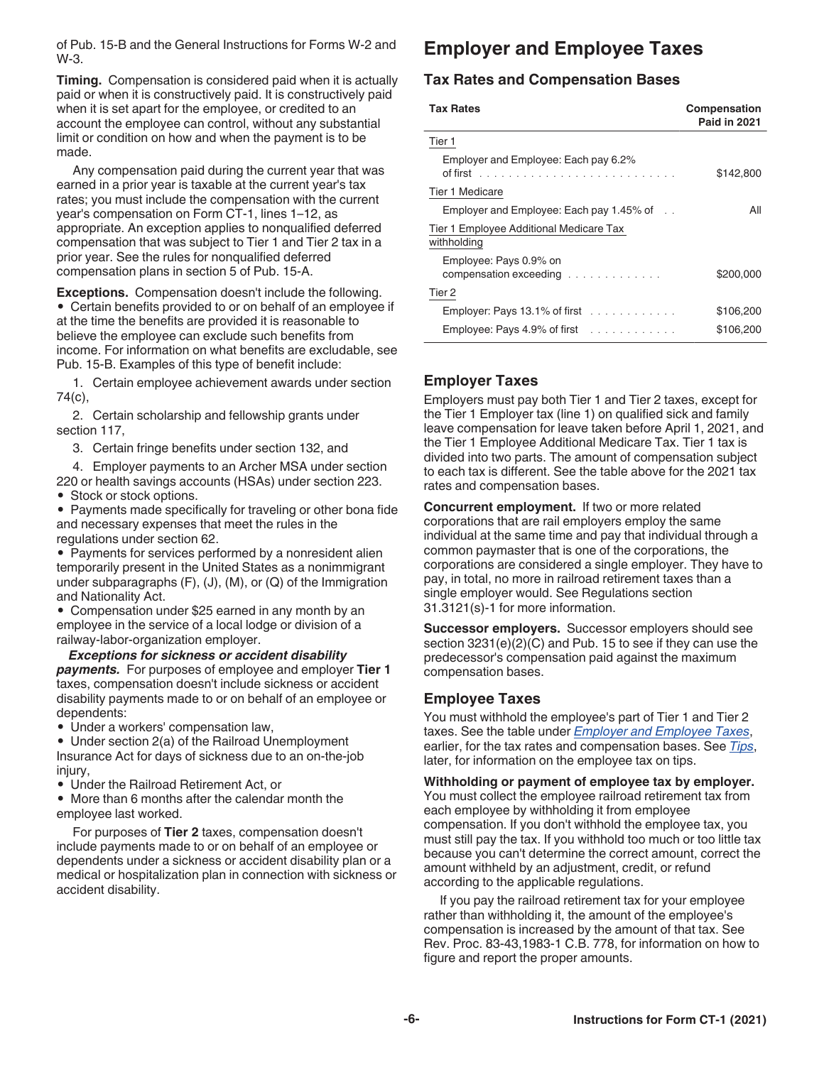of Pub. 15-B and the General Instructions for Forms W-2 and W-3.

**Timing.** Compensation is considered paid when it is actually paid or when it is constructively paid. It is constructively paid when it is set apart for the employee, or credited to an account the employee can control, without any substantial limit or condition on how and when the payment is to be made.

Any compensation paid during the current year that was earned in a prior year is taxable at the current year's tax rates; you must include the compensation with the current year's compensation on Form CT-1, lines 1–12, as appropriate. An exception applies to nonqualified deferred compensation that was subject to Tier 1 and Tier 2 tax in a prior year. See the rules for nonqualified deferred compensation plans in section 5 of Pub. 15-A.

**Exceptions.** Compensation doesn't include the following.

- Certain benefits provided to or on behalf of an employee if at the time the benefits are provided it is reasonable to believe the employee can exclude such benefits from income. For information on what benefits are excludable, see Pub. 15-B. Examples of this type of benefit include:

1. Certain employee achievement awards under section 74(c),
2. Certain scholarship and fellowship grants under section 117,
3. Certain fringe benefits under section 132, and
4. Employer payments to an Archer MSA under section 220 or health savings accounts (HSAs) under section 223.

- Stock or stock options.
- Payments made specifically for traveling or other bona fide and necessary expenses that meet the rules in the regulations under section 62.
- Payments for services performed by a nonresident alien temporarily present in the United States as a nonimmigrant under subparagraphs (F), (J), (M), or (Q) of the Immigration and Nationality Act.
- Compensation under $25 earned in any month by an employee in the service of a local lodge or division of a railway-labor-organization employer.

***Exceptions for sickness or accident disability payments.*** For purposes of employee and employer **Tier 1** taxes, compensation doesn't include sickness or accident disability payments made to or on behalf of an employee or dependents:

- Under a workers' compensation law,
- Under section 2(a) of the Railroad Unemployment Insurance Act for days of sickness due to an on-the-job injury,
- Under the Railroad Retirement Act, or
- More than 6 months after the calendar month the employee last worked.

For purposes of **Tier 2** taxes, compensation doesn't include payments made to or on behalf of an employee or dependents under a sickness or accident disability plan or a medical or hospitalization plan in connection with sickness or accident disability.

# Employer and Employee Taxes

## Tax Rates and Compensation Bases

| Tax Rates | Compensation Paid in 2021 |
|---|---|
| Tier 1 | |
| Employer and Employee: Each pay 6.2% of first | $142,800 |
| Tier 1 Medicare | |
| Employer and Employee: Each pay 1.45% of | All |
| Tier 1 Employee Additional Medicare Tax withholding | |
| Employee: Pays 0.9% on compensation exceeding | $200,000 |
| Tier 2 | |
| Employer: Pays 13.1% of first | $106,200 |
| Employee: Pays 4.9% of first | $106,200 |

## Employer Taxes

Employers must pay both Tier 1 and Tier 2 taxes, except for the Tier 1 Employer tax (line 1) on qualified sick and family leave compensation for leave taken before April 1, 2021, and the Tier 1 Employee Additional Medicare Tax. Tier 1 tax is divided into two parts. The amount of compensation subject to each tax is different. See the table above for the 2021 tax rates and compensation bases.

**Concurrent employment.** If two or more related corporations that are rail employers employ the same individual at the same time and pay that individual through a common paymaster that is one of the corporations, the corporations are considered a single employer. They have to pay, in total, no more in railroad retirement taxes than a single employer would. See Regulations section 31.3121(s)-1 for more information.

**Successor employers.** Successor employers should see section 3231(e)(2)(C) and Pub. 15 to see if they can use the predecessor's compensation paid against the maximum compensation bases.

## Employee Taxes

You must withhold the employee's part of Tier 1 and Tier 2 taxes. See the table under *Employer and Employee Taxes*, earlier, for the tax rates and compensation bases. See *Tips*, later, for information on the employee tax on tips.

**Withholding or payment of employee tax by employer.** You must collect the employee railroad retirement tax from each employee by withholding it from employee compensation. If you don't withhold the employee tax, you must still pay the tax. If you withhold too much or too little tax because you can't determine the correct amount, correct the amount withheld by an adjustment, credit, or refund according to the applicable regulations.

If you pay the railroad retirement tax for your employee rather than withholding it, the amount of the employee's compensation is increased by the amount of that tax. See Rev. Proc. 83-43,1983-1 C.B. 778, for information on how to figure and report the proper amounts.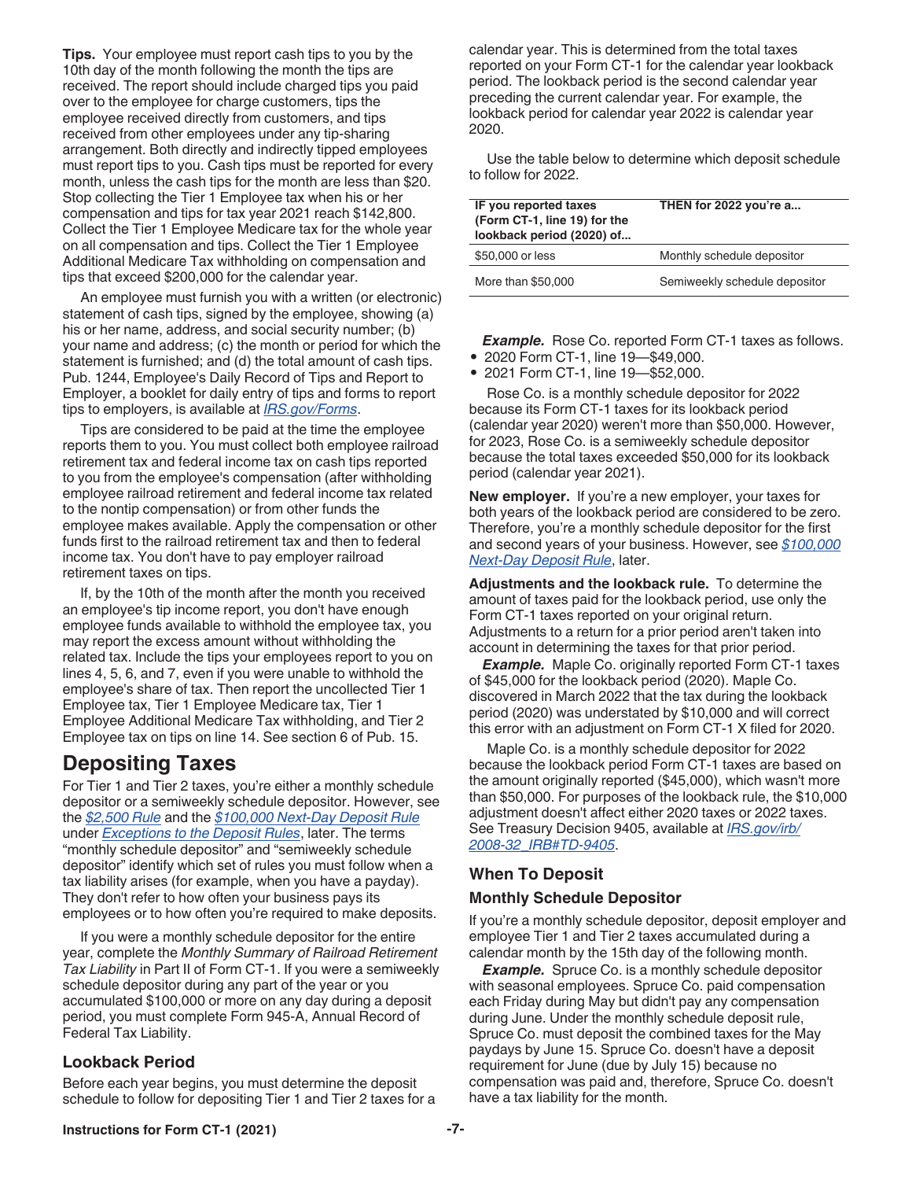**Tips.** Your employee must report cash tips to you by the 10th day of the month following the month the tips are received. The report should include charged tips you paid over to the employee for charge customers, tips the employee received directly from customers, and tips received from other employees under any tip-sharing arrangement. Both directly and indirectly tipped employees must report tips to you. Cash tips must be reported for every month, unless the cash tips for the month are less than $20. Stop collecting the Tier 1 Employee tax when his or her compensation and tips for tax year 2021 reach $142,800. Collect the Tier 1 Employee Medicare tax for the whole year on all compensation and tips. Collect the Tier 1 Employee Additional Medicare Tax withholding on compensation and tips that exceed $200,000 for the calendar year.

An employee must furnish you with a written (or electronic) statement of cash tips, signed by the employee, showing (a) his or her name, address, and social security number; (b) your name and address; (c) the month or period for which the statement is furnished; and (d) the total amount of cash tips. Pub. 1244, Employee's Daily Record of Tips and Report to Employer, a booklet for daily entry of tips and forms to report tips to employers, is available at *IRS.gov/Forms*.

Tips are considered to be paid at the time the employee reports them to you. You must collect both employee railroad retirement tax and federal income tax on cash tips reported to you from the employee's compensation (after withholding employee railroad retirement and federal income tax related to the nontip compensation) or from other funds the employee makes available. Apply the compensation or other funds first to the railroad retirement tax and then to federal income tax. You don't have to pay employer railroad retirement taxes on tips.

If, by the 10th of the month after the month you received an employee's tip income report, you don't have enough employee funds available to withhold the employee tax, you may report the excess amount without withholding the related tax. Include the tips your employees report to you on lines 4, 5, 6, and 7, even if you were unable to withhold the employee's share of tax. Then report the uncollected Tier 1 Employee tax, Tier 1 Employee Medicare tax, Tier 1 Employee Additional Medicare Tax withholding, and Tier 2 Employee tax on tips on line 14. See section 6 of Pub. 15.

## Depositing Taxes

For Tier 1 and Tier 2 taxes, you're either a monthly schedule depositor or a semiweekly schedule depositor. However, see the *$2,500 Rule* and the *$100,000 Next-Day Deposit Rule* under *Exceptions to the Deposit Rules*, later. The terms "monthly schedule depositor" and "semiweekly schedule depositor" identify which set of rules you must follow when a tax liability arises (for example, when you have a payday). They don't refer to how often your business pays its employees or to how often you're required to make deposits.

If you were a monthly schedule depositor for the entire year, complete the *Monthly Summary of Railroad Retirement Tax Liability* in Part II of Form CT-1. If you were a semiweekly schedule depositor during any part of the year or you accumulated $100,000 or more on any day during a deposit period, you must complete Form 945-A, Annual Record of Federal Tax Liability.

### Lookback Period

Before each year begins, you must determine the deposit schedule to follow for depositing Tier 1 and Tier 2 taxes for a calendar year. This is determined from the total taxes reported on your Form CT-1 for the calendar year lookback period. The lookback period is the second calendar year preceding the current calendar year. For example, the lookback period for calendar year 2022 is calendar year 2020.

Use the table below to determine which deposit schedule to follow for 2022.

| IF you reported taxes (Form CT-1, line 19) for the lookback period (2020) of... | THEN for 2022 you're a... |
|---|---|
| $50,000 or less | Monthly schedule depositor |
| More than $50,000 | Semiweekly schedule depositor |

***Example.*** Rose Co. reported Form CT-1 taxes as follows.

- 2020 Form CT-1, line 19—$49,000.
- 2021 Form CT-1, line 19—$52,000.

Rose Co. is a monthly schedule depositor for 2022 because its Form CT-1 taxes for its lookback period (calendar year 2020) weren't more than $50,000. However, for 2023, Rose Co. is a semiweekly schedule depositor because the total taxes exceeded $50,000 for its lookback period (calendar year 2021).

**New employer.** If you're a new employer, your taxes for both years of the lookback period are considered to be zero. Therefore, you're a monthly schedule depositor for the first and second years of your business. However, see *$100,000 Next-Day Deposit Rule*, later.

**Adjustments and the lookback rule.** To determine the amount of taxes paid for the lookback period, use only the Form CT-1 taxes reported on your original return. Adjustments to a return for a prior period aren't taken into account in determining the taxes for that prior period.

***Example.*** Maple Co. originally reported Form CT-1 taxes of $45,000 for the lookback period (2020). Maple Co. discovered in March 2022 that the tax during the lookback period (2020) was understated by $10,000 and will correct this error with an adjustment on Form CT-1 X filed for 2020.

Maple Co. is a monthly schedule depositor for 2022 because the lookback period Form CT-1 taxes are based on the amount originally reported ($45,000), which wasn't more than $50,000. For purposes of the lookback rule, the $10,000 adjustment doesn't affect either 2020 taxes or 2022 taxes. See Treasury Decision 9405, available at *IRS.gov/irb/2008-32_IRB#TD-9405*.

### When To Deposit

### Monthly Schedule Depositor

If you're a monthly schedule depositor, deposit employer and employee Tier 1 and Tier 2 taxes accumulated during a calendar month by the 15th day of the following month.

***Example.*** Spruce Co. is a monthly schedule depositor with seasonal employees. Spruce Co. paid compensation each Friday during May but didn't pay any compensation during June. Under the monthly schedule deposit rule, Spruce Co. must deposit the combined taxes for the May paydays by June 15. Spruce Co. doesn't have a deposit requirement for June (due by July 15) because no compensation was paid and, therefore, Spruce Co. doesn't have a tax liability for the month.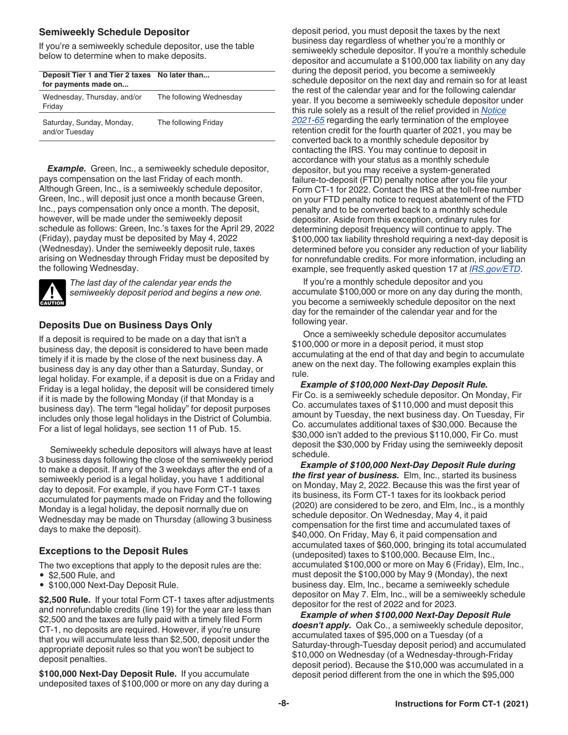### Semiweekly Schedule Depositor

If you're a semiweekly schedule depositor, use the table below to determine when to make deposits.

| Deposit Tier 1 and Tier 2 taxes for payments made on... | No later than... |
|---|---|
| Wednesday, Thursday, and/or Friday | The following Wednesday |
| Saturday, Sunday, Monday, and/or Tuesday | The following Friday |

***Example.*** Green, Inc., a semiweekly schedule depositor, pays compensation on the last Friday of each month. Although Green, Inc., is a semiweekly schedule depositor, Green, Inc., will deposit just once a month because Green, Inc., pays compensation only once a month. The deposit, however, will be made under the semiweekly deposit schedule as follows: Green, Inc.'s taxes for the April 29, 2022 (Friday), payday must be deposited by May 4, 2022 (Wednesday). Under the semiweekly deposit rule, taxes arising on Wednesday through Friday must be deposited by the following Wednesday.

CAUTION: *The last day of the calendar year ends the semiweekly deposit period and begins a new one.*

### Deposits Due on Business Days Only

If a deposit is required to be made on a day that isn't a business day, the deposit is considered to have been made timely if it is made by the close of the next business day. A business day is any day other than a Saturday, Sunday, or legal holiday. For example, if a deposit is due on a Friday and Friday is a legal holiday, the deposit will be considered timely if it is made by the following Monday (if that Monday is a business day). The term "legal holiday" for deposit purposes includes only those legal holidays in the District of Columbia. For a list of legal holidays, see section 11 of Pub. 15.

Semiweekly schedule depositors will always have at least 3 business days following the close of the semiweekly period to make a deposit. If any of the 3 weekdays after the end of a semiweekly period is a legal holiday, you have 1 additional day to deposit. For example, if you have Form CT-1 taxes accumulated for payments made on Friday and the following Monday is a legal holiday, the deposit normally due on Wednesday may be made on Thursday (allowing 3 business days to make the deposit).

### Exceptions to the Deposit Rules

The two exceptions that apply to the deposit rules are the:

- $2,500 Rule, and
- $100,000 Next-Day Deposit Rule.

**$2,500 Rule.** If your total Form CT-1 taxes after adjustments and nonrefundable credits (line 19) for the year are less than $2,500 and the taxes are fully paid with a timely filed Form CT-1, no deposits are required. However, if you're unsure that you will accumulate less than $2,500, deposit under the appropriate deposit rules so that you won't be subject to deposit penalties.

**$100,000 Next-Day Deposit Rule.** If you accumulate undeposited taxes of $100,000 or more on any day during a deposit period, you must deposit the taxes by the next business day regardless of whether you're a monthly or semiweekly schedule depositor. If you're a monthly schedule depositor and accumulate a $100,000 tax liability on any day during the deposit period, you become a semiweekly schedule depositor on the next day and remain so for at least the rest of the calendar year and for the following calendar year. If you become a semiweekly schedule depositor under this rule solely as a result of the relief provided in Notice 2021-65 regarding the early termination of the employee retention credit for the fourth quarter of 2021, you may be converted back to a monthly schedule depositor by contacting the IRS. You may continue to deposit in accordance with your status as a monthly schedule depositor, but you may receive a system-generated failure-to-deposit (FTD) penalty notice after you file your Form CT-1 for 2022. Contact the IRS at the toll-free number on your FTD penalty notice to request abatement of the FTD penalty and to be converted back to a monthly schedule depositor. Aside from this exception, ordinary rules for determining deposit frequency will continue to apply. The $100,000 tax liability threshold requiring a next-day deposit is determined before you consider any reduction of your liability for nonrefundable credits. For more information, including an example, see frequently asked question 17 at IRS.gov/ETD.

If you're a monthly schedule depositor and you accumulate $100,000 or more on any day during the month, you become a semiweekly schedule depositor on the next day for the remainder of the calendar year and for the following year.

Once a semiweekly schedule depositor accumulates $100,000 or more in a deposit period, it must stop accumulating at the end of that day and begin to accumulate anew on the next day. The following examples explain this rule.

***Example of $100,000 Next-Day Deposit Rule.*** Fir Co. is a semiweekly schedule depositor. On Monday, Fir Co. accumulates taxes of $110,000 and must deposit this amount by Tuesday, the next business day. On Tuesday, Fir Co. accumulates additional taxes of $30,000. Because the $30,000 isn't added to the previous $110,000, Fir Co. must deposit the $30,000 by Friday using the semiweekly deposit schedule.

***Example of $100,000 Next-Day Deposit Rule during the first year of business.*** Elm, Inc., started its business on Monday, May 2, 2022. Because this was the first year of its business, its Form CT-1 taxes for its lookback period (2020) are considered to be zero, and Elm, Inc., is a monthly schedule depositor. On Wednesday, May 4, it paid compensation for the first time and accumulated taxes of $40,000. On Friday, May 6, it paid compensation and accumulated taxes of $60,000, bringing its total accumulated (undeposited) taxes to $100,000. Because Elm, Inc., accumulated $100,000 or more on May 6 (Friday), Elm, Inc., must deposit the $100,000 by May 9 (Monday), the next business day. Elm, Inc., became a semiweekly schedule depositor on May 7. Elm, Inc., will be a semiweekly schedule depositor for the rest of 2022 and for 2023.

***Example of when $100,000 Next-Day Deposit Rule doesn't apply.*** Oak Co., a semiweekly schedule depositor, accumulated taxes of $95,000 on a Tuesday (of a Saturday-through-Tuesday deposit period) and accumulated $10,000 on Wednesday (of a Wednesday-through-Friday deposit period). Because the $10,000 was accumulated in a deposit period different from the one in which the $95,000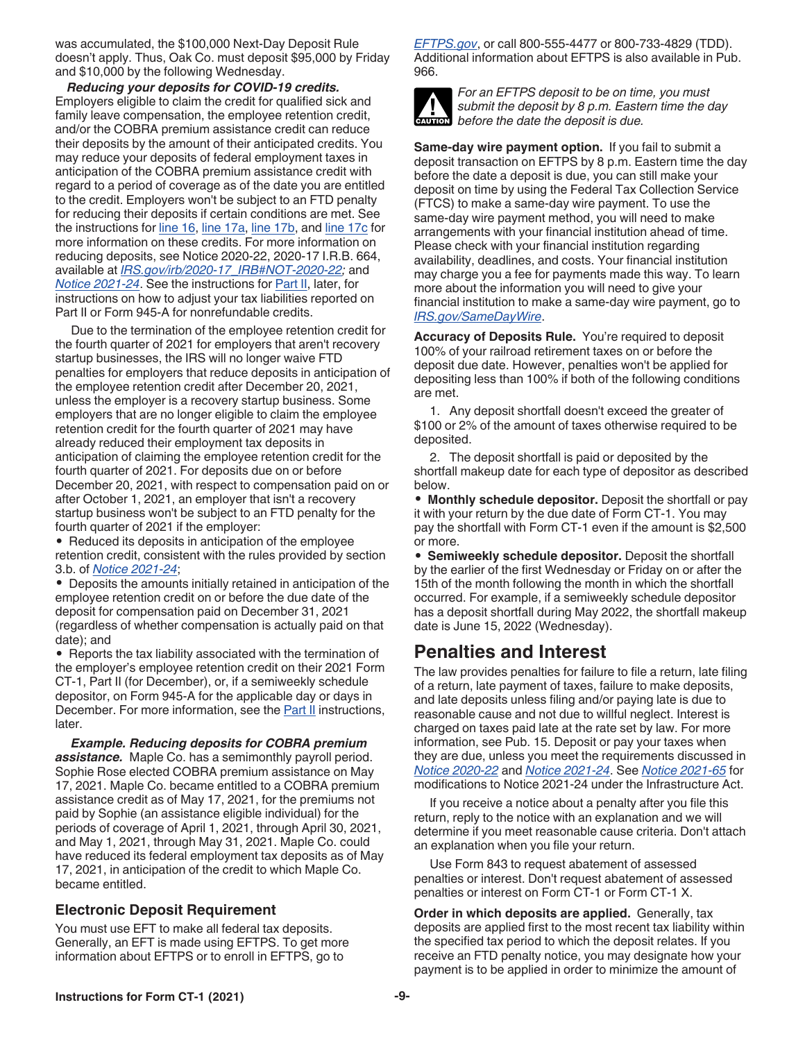was accumulated, the $100,000 Next-Day Deposit Rule doesn't apply. Thus, Oak Co. must deposit $95,000 by Friday and $10,000 by the following Wednesday.

***Reducing your deposits for COVID-19 credits.*** Employers eligible to claim the credit for qualified sick and family leave compensation, the employee retention credit, and/or the COBRA premium assistance credit can reduce their deposits by the amount of their anticipated credits. You may reduce your deposits of federal employment taxes in anticipation of the COBRA premium assistance credit with regard to a period of coverage as of the date you are entitled to the credit. Employers won't be subject to an FTD penalty for reducing their deposits if certain conditions are met. See the instructions for line 16, line 17a, line 17b, and line 17c for more information on these credits. For more information on reducing deposits, see Notice 2020-22, 2020-17 I.R.B. 664, available at *IRS.gov/irb/2020-17_IRB#NOT-2020-22*; and *Notice 2021-24*. See the instructions for Part II, later, for instructions on how to adjust your tax liabilities reported on Part II or Form 945-A for nonrefundable credits.

Due to the termination of the employee retention credit for the fourth quarter of 2021 for employers that aren't recovery startup businesses, the IRS will no longer waive FTD penalties for employers that reduce deposits in anticipation of the employee retention credit after December 20, 2021, unless the employer is a recovery startup business. Some employers that are no longer eligible to claim the employee retention credit for the fourth quarter of 2021 may have already reduced their employment tax deposits in anticipation of claiming the employee retention credit for the fourth quarter of 2021. For deposits due on or before December 20, 2021, with respect to compensation paid on or after October 1, 2021, an employer that isn't a recovery startup business won't be subject to an FTD penalty for the fourth quarter of 2021 if the employer:

- Reduced its deposits in anticipation of the employee retention credit, consistent with the rules provided by section 3.b. of *Notice 2021-24*;
- Deposits the amounts initially retained in anticipation of the employee retention credit on or before the due date of the deposit for compensation paid on December 31, 2021 (regardless of whether compensation is actually paid on that date); and
- Reports the tax liability associated with the termination of the employer's employee retention credit on their 2021 Form CT-1, Part II (for December), or, if a semiweekly schedule depositor, on Form 945-A for the applicable day or days in December. For more information, see the Part II instructions, later.

***Example. Reducing deposits for COBRA premium assistance.*** Maple Co. has a semimonthly payroll period. Sophie Rose elected COBRA premium assistance on May 17, 2021. Maple Co. became entitled to a COBRA premium assistance credit as of May 17, 2021, for the premiums not paid by Sophie (an assistance eligible individual) for the periods of coverage of April 1, 2021, through April 30, 2021, and May 1, 2021, through May 31, 2021. Maple Co. could have reduced its federal employment tax deposits as of May 17, 2021, in anticipation of the credit to which Maple Co. became entitled.

### Electronic Deposit Requirement

You must use EFT to make all federal tax deposits. Generally, an EFT is made using EFTPS. To get more information about EFTPS or to enroll in EFTPS, go to *EFTPS.gov*, or call 800-555-4477 or 800-733-4829 (TDD). Additional information about EFTPS is also available in Pub. 966.

**CAUTION** *For an EFTPS deposit to be on time, you must submit the deposit by 8 p.m. Eastern time the day before the date the deposit is due.*

**Same-day wire payment option.** If you fail to submit a deposit transaction on EFTPS by 8 p.m. Eastern time the day before the date a deposit is due, you can still make your deposit on time by using the Federal Tax Collection Service (FTCS) to make a same-day wire payment. To use the same-day wire payment method, you will need to make arrangements with your financial institution ahead of time. Please check with your financial institution regarding availability, deadlines, and costs. Your financial institution may charge you a fee for payments made this way. To learn more about the information you will need to give your financial institution to make a same-day wire payment, go to *IRS.gov/SameDayWire*.

**Accuracy of Deposits Rule.** You're required to deposit 100% of your railroad retirement taxes on or before the deposit due date. However, penalties won't be applied for depositing less than 100% if both of the following conditions are met.

1. Any deposit shortfall doesn't exceed the greater of $100 or 2% of the amount of taxes otherwise required to be deposited.
2. The deposit shortfall is paid or deposited by the shortfall makeup date for each type of depositor as described below.

- **Monthly schedule depositor.** Deposit the shortfall or pay it with your return by the due date of Form CT-1. You may pay the shortfall with Form CT-1 even if the amount is $2,500 or more.
- **Semiweekly schedule depositor.** Deposit the shortfall by the earlier of the first Wednesday or Friday on or after the 15th of the month following the month in which the shortfall occurred. For example, if a semiweekly schedule depositor has a deposit shortfall during May 2022, the shortfall makeup date is June 15, 2022 (Wednesday).

## Penalties and Interest

The law provides penalties for failure to file a return, late filing of a return, late payment of taxes, failure to make deposits, and late deposits unless filing and/or paying late is due to reasonable cause and not due to willful neglect. Interest is charged on taxes paid late at the rate set by law. For more information, see Pub. 15. Deposit or pay your taxes when they are due, unless you meet the requirements discussed in *Notice 2020-22* and *Notice 2021-24*. See *Notice 2021-65* for modifications to Notice 2021-24 under the Infrastructure Act.

If you receive a notice about a penalty after you file this return, reply to the notice with an explanation and we will determine if you meet reasonable cause criteria. Don't attach an explanation when you file your return.

Use Form 843 to request abatement of assessed penalties or interest. Don't request abatement of assessed penalties or interest on Form CT-1 or Form CT-1 X.

**Order in which deposits are applied.** Generally, tax deposits are applied first to the most recent tax liability within the specified tax period to which the deposit relates. If you receive an FTD penalty notice, you may designate how your payment is to be applied in order to minimize the amount of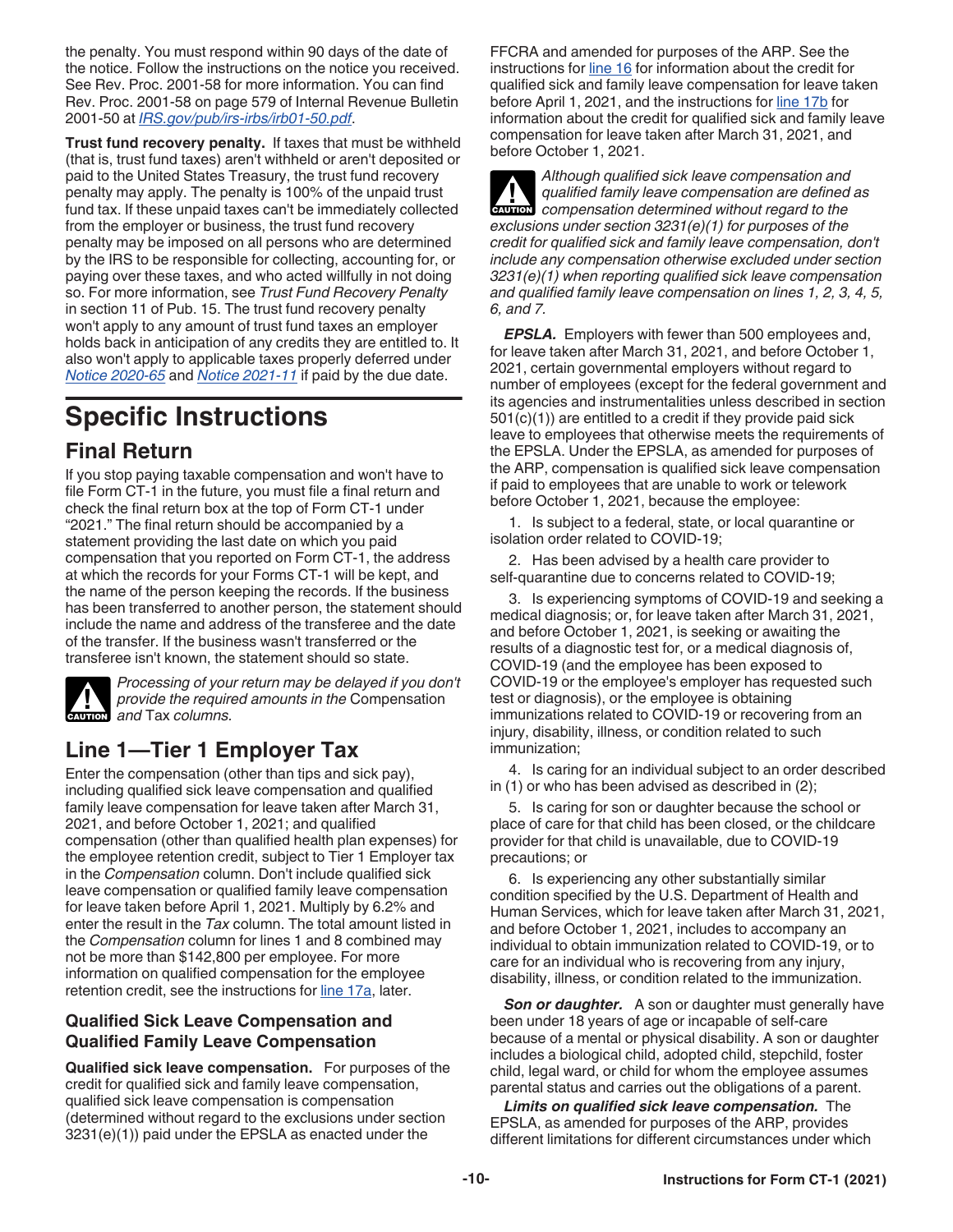the penalty. You must respond within 90 days of the date of the notice. Follow the instructions on the notice you received. See Rev. Proc. 2001-58 for more information. You can find Rev. Proc. 2001-58 on page 579 of Internal Revenue Bulletin 2001-50 at *IRS.gov/pub/irs-irbs/irb01-50.pdf*.

**Trust fund recovery penalty.** If taxes that must be withheld (that is, trust fund taxes) aren't withheld or aren't deposited or paid to the United States Treasury, the trust fund recovery penalty may apply. The penalty is 100% of the unpaid trust fund tax. If these unpaid taxes can't be immediately collected from the employer or business, the trust fund recovery penalty may be imposed on all persons who are determined by the IRS to be responsible for collecting, accounting for, or paying over these taxes, and who acted willfully in not doing so. For more information, see *Trust Fund Recovery Penalty* in section 11 of Pub. 15. The trust fund recovery penalty won't apply to any amount of trust fund taxes an employer holds back in anticipation of any credits they are entitled to. It also won't apply to applicable taxes properly deferred under *Notice 2020-65* and *Notice 2021-11* if paid by the due date.

# Specific Instructions

## Final Return

If you stop paying taxable compensation and won't have to file Form CT-1 in the future, you must file a final return and check the final return box at the top of Form CT-1 under “2021.” The final return should be accompanied by a statement providing the last date on which you paid compensation that you reported on Form CT-1, the address at which the records for your Forms CT-1 will be kept, and the name of the person keeping the records. If the business has been transferred to another person, the statement should include the name and address of the transferee and the date of the transfer. If the business wasn't transferred or the transferee isn't known, the statement should so state.

**CAUTION** *Processing of your return may be delayed if you don't provide the required amounts in the* Compensation *and* Tax *columns.*

## Line 1—Tier 1 Employer Tax

Enter the compensation (other than tips and sick pay), including qualified sick leave compensation and qualified family leave compensation for leave taken after March 31, 2021, and before October 1, 2021; and qualified compensation (other than qualified health plan expenses) for the employee retention credit, subject to Tier 1 Employer tax in the *Compensation* column. Don't include qualified sick leave compensation or qualified family leave compensation for leave taken before April 1, 2021. Multiply by 6.2% and enter the result in the *Tax* column. The total amount listed in the *Compensation* column for lines 1 and 8 combined may not be more than $142,800 per employee. For more information on qualified compensation for the employee retention credit, see the instructions for line 17a, later.

### Qualified Sick Leave Compensation and Qualified Family Leave Compensation

**Qualified sick leave compensation.** For purposes of the credit for qualified sick and family leave compensation, qualified sick leave compensation is compensation (determined without regard to the exclusions under section 3231(e)(1)) paid under the EPSLA as enacted under the FFCRA and amended for purposes of the ARP. See the instructions for line 16 for information about the credit for qualified sick and family leave compensation for leave taken before April 1, 2021, and the instructions for line 17b for information about the credit for qualified sick and family leave compensation for leave taken after March 31, 2021, and before October 1, 2021.

**CAUTION** *Although qualified sick leave compensation and qualified family leave compensation are defined as compensation determined without regard to the exclusions under section 3231(e)(1) for purposes of the credit for qualified sick and family leave compensation, don't include any compensation otherwise excluded under section 3231(e)(1) when reporting qualified sick leave compensation and qualified family leave compensation on lines 1, 2, 3, 4, 5, 6, and 7.*

***EPSLA.*** Employers with fewer than 500 employees and, for leave taken after March 31, 2021, and before October 1, 2021, certain governmental employers without regard to number of employees (except for the federal government and its agencies and instrumentalities unless described in section 501(c)(1)) are entitled to a credit if they provide paid sick leave to employees that otherwise meets the requirements of the EPSLA. Under the EPSLA, as amended for purposes of the ARP, compensation is qualified sick leave compensation if paid to employees that are unable to work or telework before October 1, 2021, because the employee:

1. Is subject to a federal, state, or local quarantine or isolation order related to COVID-19;
2. Has been advised by a health care provider to self-quarantine due to concerns related to COVID-19;
3. Is experiencing symptoms of COVID-19 and seeking a medical diagnosis; or, for leave taken after March 31, 2021, and before October 1, 2021, is seeking or awaiting the results of a diagnostic test for, or a medical diagnosis of, COVID-19 (and the employee has been exposed to COVID-19 or the employee's employer has requested such test or diagnosis), or the employee is obtaining immunizations related to COVID-19 or recovering from an injury, disability, illness, or condition related to such immunization;
4. Is caring for an individual subject to an order described in (1) or who has been advised as described in (2);
5. Is caring for son or daughter because the school or place of care for that child has been closed, or the childcare provider for that child is unavailable, due to COVID-19 precautions; or
6. Is experiencing any other substantially similar condition specified by the U.S. Department of Health and Human Services, which for leave taken after March 31, 2021, and before October 1, 2021, includes to accompany an individual to obtain immunization related to COVID-19, or to care for an individual who is recovering from any injury, disability, illness, or condition related to the immunization.

***Son or daughter.*** A son or daughter must generally have been under 18 years of age or incapable of self-care because of a mental or physical disability. A son or daughter includes a biological child, adopted child, stepchild, foster child, legal ward, or child for whom the employee assumes parental status and carries out the obligations of a parent.

***Limits on qualified sick leave compensation.*** The EPSLA, as amended for purposes of the ARP, provides different limitations for different circumstances under which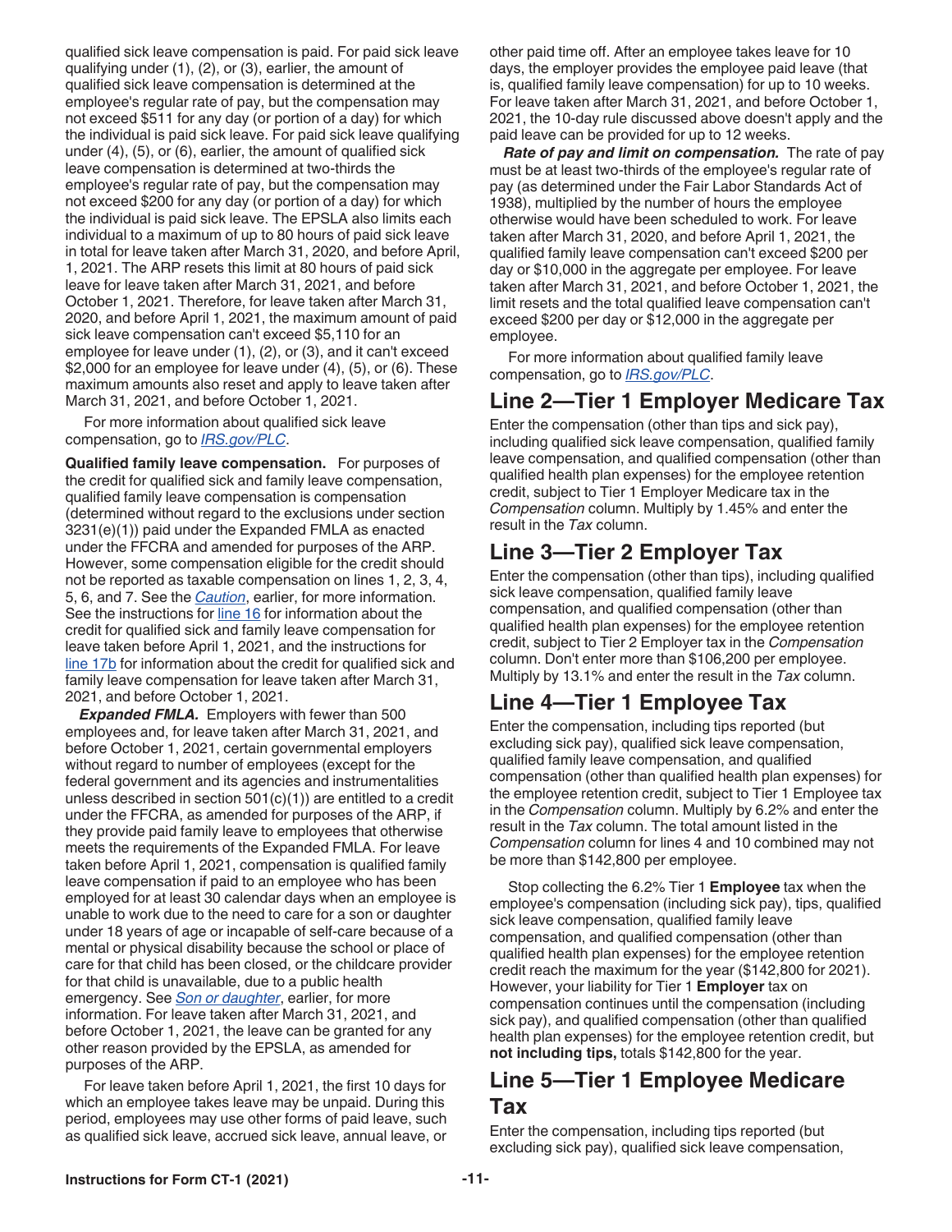qualified sick leave compensation is paid. For paid sick leave qualifying under (1), (2), or (3), earlier, the amount of qualified sick leave compensation is determined at the employee's regular rate of pay, but the compensation may not exceed $511 for any day (or portion of a day) for which the individual is paid sick leave. For paid sick leave qualifying under (4), (5), or (6), earlier, the amount of qualified sick leave compensation is determined at two-thirds the employee's regular rate of pay, but the compensation may not exceed $200 for any day (or portion of a day) for which the individual is paid sick leave. The EPSLA also limits each individual to a maximum of up to 80 hours of paid sick leave in total for leave taken after March 31, 2020, and before April, 1, 2021. The ARP resets this limit at 80 hours of paid sick leave for leave taken after March 31, 2021, and before October 1, 2021. Therefore, for leave taken after March 31, 2020, and before April 1, 2021, the maximum amount of paid sick leave compensation can't exceed $5,110 for an employee for leave under (1), (2), or (3), and it can't exceed $2,000 for an employee for leave under (4), (5), or (6). These maximum amounts also reset and apply to leave taken after March 31, 2021, and before October 1, 2021.

For more information about qualified sick leave compensation, go to *IRS.gov/PLC*.

**Qualified family leave compensation.** For purposes of the credit for qualified sick and family leave compensation, qualified family leave compensation is compensation (determined without regard to the exclusions under section 3231(e)(1)) paid under the Expanded FMLA as enacted under the FFCRA and amended for purposes of the ARP. However, some compensation eligible for the credit should not be reported as taxable compensation on lines 1, 2, 3, 4, 5, 6, and 7. See the *Caution*, earlier, for more information. See the instructions for line 16 for information about the credit for qualified sick and family leave compensation for leave taken before April 1, 2021, and the instructions for line 17b for information about the credit for qualified sick and family leave compensation for leave taken after March 31, 2021, and before October 1, 2021.

***Expanded FMLA.*** Employers with fewer than 500 employees and, for leave taken after March 31, 2021, and before October 1, 2021, certain governmental employers without regard to number of employees (except for the federal government and its agencies and instrumentalities unless described in section 501(c)(1)) are entitled to a credit under the FFCRA, as amended for purposes of the ARP, if they provide paid family leave to employees that otherwise meets the requirements of the Expanded FMLA. For leave taken before April 1, 2021, compensation is qualified family leave compensation if paid to an employee who has been employed for at least 30 calendar days when an employee is unable to work due to the need to care for a son or daughter under 18 years of age or incapable of self-care because of a mental or physical disability because the school or place of care for that child has been closed, or the childcare provider for that child is unavailable, due to a public health emergency. See *Son or daughter*, earlier, for more information. For leave taken after March 31, 2021, and before October 1, 2021, the leave can be granted for any other reason provided by the EPSLA, as amended for purposes of the ARP.

For leave taken before April 1, 2021, the first 10 days for which an employee takes leave may be unpaid. During this period, employees may use other forms of paid leave, such as qualified sick leave, accrued sick leave, annual leave, or other paid time off. After an employee takes leave for 10 days, the employer provides the employee paid leave (that is, qualified family leave compensation) for up to 10 weeks. For leave taken after March 31, 2021, and before October 1, 2021, the 10-day rule discussed above doesn't apply and the paid leave can be provided for up to 12 weeks.

***Rate of pay and limit on compensation.*** The rate of pay must be at least two-thirds of the employee's regular rate of pay (as determined under the Fair Labor Standards Act of 1938), multiplied by the number of hours the employee otherwise would have been scheduled to work. For leave taken after March 31, 2020, and before April 1, 2021, the qualified family leave compensation can't exceed $200 per day or $10,000 in the aggregate per employee. For leave taken after March 31, 2021, and before October 1, 2021, the limit resets and the total qualified leave compensation can't exceed $200 per day or $12,000 in the aggregate per employee.

For more information about qualified family leave compensation, go to *IRS.gov/PLC*.

## Line 2—Tier 1 Employer Medicare Tax

Enter the compensation (other than tips and sick pay), including qualified sick leave compensation, qualified family leave compensation, and qualified compensation (other than qualified health plan expenses) for the employee retention credit, subject to Tier 1 Employer Medicare tax in the *Compensation* column. Multiply by 1.45% and enter the result in the *Tax* column.

## Line 3—Tier 2 Employer Tax

Enter the compensation (other than tips), including qualified sick leave compensation, qualified family leave compensation, and qualified compensation (other than qualified health plan expenses) for the employee retention credit, subject to Tier 2 Employer tax in the *Compensation* column. Don't enter more than $106,200 per employee. Multiply by 13.1% and enter the result in the *Tax* column.

## Line 4—Tier 1 Employee Tax

Enter the compensation, including tips reported (but excluding sick pay), qualified sick leave compensation, qualified family leave compensation, and qualified compensation (other than qualified health plan expenses) for the employee retention credit, subject to Tier 1 Employee tax in the *Compensation* column. Multiply by 6.2% and enter the result in the *Tax* column. The total amount listed in the *Compensation* column for lines 4 and 10 combined may not be more than $142,800 per employee.

Stop collecting the 6.2% Tier 1 **Employee** tax when the employee's compensation (including sick pay), tips, qualified sick leave compensation, qualified family leave compensation, and qualified compensation (other than qualified health plan expenses) for the employee retention credit reach the maximum for the year ($142,800 for 2021). However, your liability for Tier 1 **Employer** tax on compensation continues until the compensation (including sick pay), and qualified compensation (other than qualified health plan expenses) for the employee retention credit, but **not including tips,** totals $142,800 for the year.

## Line 5—Tier 1 Employee Medicare Tax

Enter the compensation, including tips reported (but excluding sick pay), qualified sick leave compensation,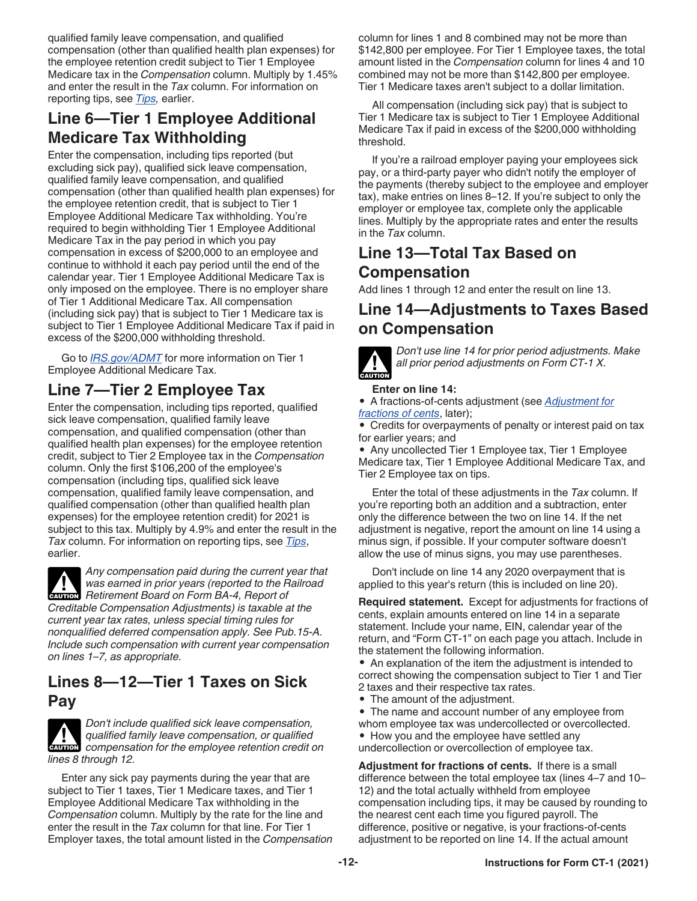qualified family leave compensation, and qualified compensation (other than qualified health plan expenses) for the employee retention credit subject to Tier 1 Employee Medicare tax in the *Compensation* column. Multiply by 1.45% and enter the result in the *Tax* column. For information on reporting tips, see *Tips,* earlier.

## Line 6—Tier 1 Employee Additional Medicare Tax Withholding

Enter the compensation, including tips reported (but excluding sick pay), qualified sick leave compensation, qualified family leave compensation, and qualified compensation (other than qualified health plan expenses) for the employee retention credit, that is subject to Tier 1 Employee Additional Medicare Tax withholding. You're required to begin withholding Tier 1 Employee Additional Medicare Tax in the pay period in which you pay compensation in excess of $200,000 to an employee and continue to withhold it each pay period until the end of the calendar year. Tier 1 Employee Additional Medicare Tax is only imposed on the employee. There is no employer share of Tier 1 Additional Medicare Tax. All compensation (including sick pay) that is subject to Tier 1 Medicare tax is subject to Tier 1 Employee Additional Medicare Tax if paid in excess of the $200,000 withholding threshold.

Go to *IRS.gov/ADMT* for more information on Tier 1 Employee Additional Medicare Tax.

## Line 7—Tier 2 Employee Tax

Enter the compensation, including tips reported, qualified sick leave compensation, qualified family leave compensation, and qualified compensation (other than qualified health plan expenses) for the employee retention credit, subject to Tier 2 Employee tax in the *Compensation* column. Only the first $106,200 of the employee's compensation (including tips, qualified sick leave compensation, qualified family leave compensation, and qualified compensation (other than qualified health plan expenses) for the employee retention credit) for 2021 is subject to this tax. Multiply by 4.9% and enter the result in the *Tax* column. For information on reporting tips, see *Tips*, earlier.

CAUTION: *Any compensation paid during the current year that was earned in prior years (reported to the Railroad Retirement Board on Form BA-4, Report of Creditable Compensation Adjustments) is taxable at the current year tax rates, unless special timing rules for nonqualified deferred compensation apply. See Pub.15-A. Include such compensation with current year compensation on lines 1–7, as appropriate.*

## Lines 8—12—Tier 1 Taxes on Sick Pay

CAUTION: *Don't include qualified sick leave compensation, qualified family leave compensation, or qualified compensation for the employee retention credit on lines 8 through 12.*

Enter any sick pay payments during the year that are subject to Tier 1 taxes, Tier 1 Medicare taxes, and Tier 1 Employee Additional Medicare Tax withholding in the *Compensation* column. Multiply by the rate for the line and enter the result in the *Tax* column for that line. For Tier 1 Employer taxes, the total amount listed in the *Compensation* column for lines 1 and 8 combined may not be more than $142,800 per employee. For Tier 1 Employee taxes, the total amount listed in the *Compensation* column for lines 4 and 10 combined may not be more than $142,800 per employee. Tier 1 Medicare taxes aren't subject to a dollar limitation.

All compensation (including sick pay) that is subject to Tier 1 Medicare tax is subject to Tier 1 Employee Additional Medicare Tax if paid in excess of the $200,000 withholding threshold.

If you're a railroad employer paying your employees sick pay, or a third-party payer who didn't notify the employer of the payments (thereby subject to the employee and employer tax), make entries on lines 8–12. If you're subject to only the employer or employee tax, complete only the applicable lines. Multiply by the appropriate rates and enter the results in the *Tax* column.

## Line 13—Total Tax Based on Compensation

Add lines 1 through 12 and enter the result on line 13.

## Line 14—Adjustments to Taxes Based on Compensation

CAUTION: *Don't use line 14 for prior period adjustments. Make all prior period adjustments on Form CT-1 X.*

**Enter on line 14:**

- A fractions-of-cents adjustment (see *Adjustment for fractions of cents*, later);
- Credits for overpayments of penalty or interest paid on tax for earlier years; and
- Any uncollected Tier 1 Employee tax, Tier 1 Employee Medicare tax, Tier 1 Employee Additional Medicare Tax, and Tier 2 Employee tax on tips.

Enter the total of these adjustments in the *Tax* column. If you're reporting both an addition and a subtraction, enter only the difference between the two on line 14. If the net adjustment is negative, report the amount on line 14 using a minus sign, if possible. If your computer software doesn't allow the use of minus signs, you may use parentheses.

Don't include on line 14 any 2020 overpayment that is applied to this year's return (this is included on line 20).

**Required statement.** Except for adjustments for fractions of cents, explain amounts entered on line 14 in a separate statement. Include your name, EIN, calendar year of the return, and "Form CT-1" on each page you attach. Include in the statement the following information.

- An explanation of the item the adjustment is intended to correct showing the compensation subject to Tier 1 and Tier 2 taxes and their respective tax rates.
- The amount of the adjustment.
- The name and account number of any employee from whom employee tax was undercollected or overcollected.
- How you and the employee have settled any undercollection or overcollection of employee tax.

**Adjustment for fractions of cents.** If there is a small difference between the total employee tax (lines 4–7 and 10–12) and the total actually withheld from employee compensation including tips, it may be caused by rounding to the nearest cent each time you figured payroll. The difference, positive or negative, is your fractions-of-cents adjustment to be reported on line 14. If the actual amount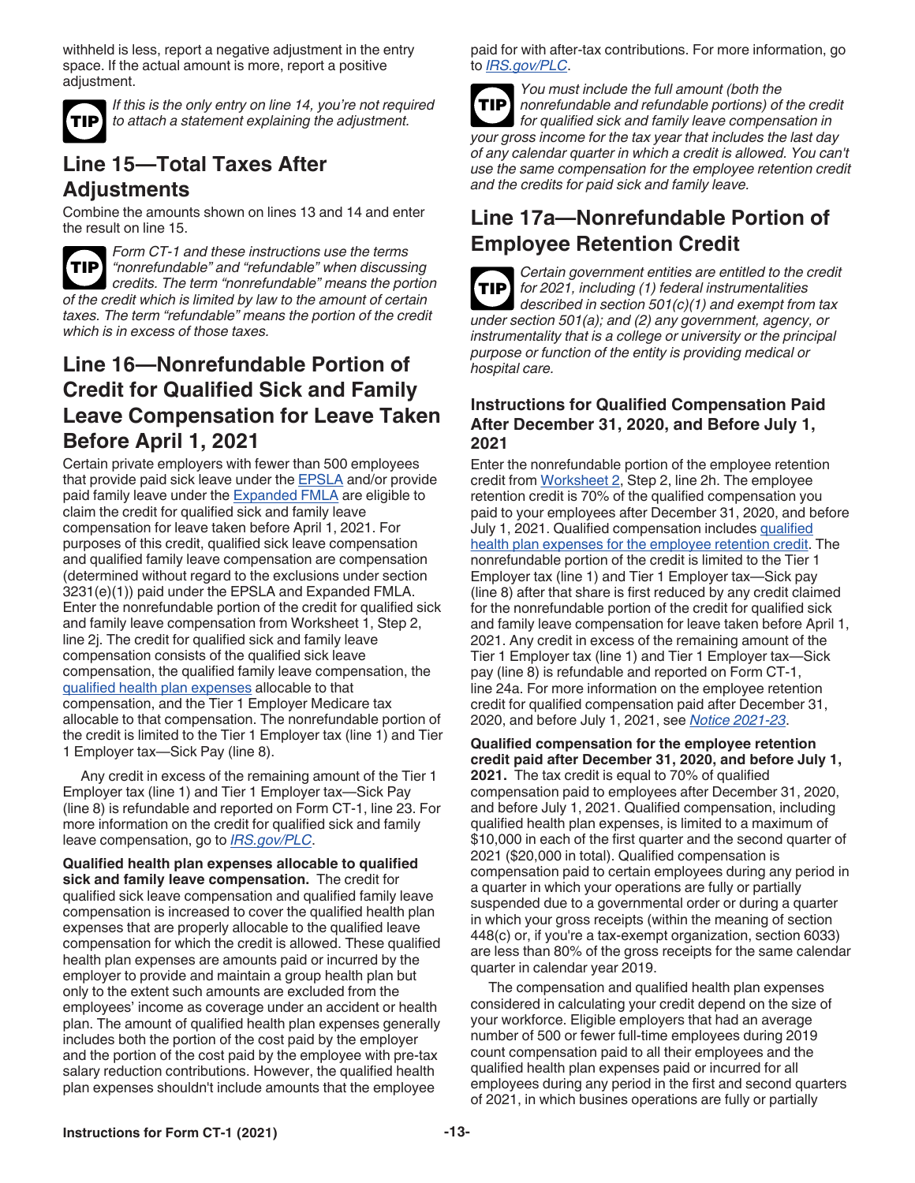withheld is less, report a negative adjustment in the entry space. If the actual amount is more, report a positive adjustment.

**TIP** *If this is the only entry on line 14, you're not required to attach a statement explaining the adjustment.*

## Line 15—Total Taxes After Adjustments

Combine the amounts shown on lines 13 and 14 and enter the result on line 15.

**TIP** *Form CT-1 and these instructions use the terms "nonrefundable" and "refundable" when discussing credits. The term "nonrefundable" means the portion of the credit which is limited by law to the amount of certain taxes. The term "refundable" means the portion of the credit which is in excess of those taxes.*

## Line 16—Nonrefundable Portion of Credit for Qualified Sick and Family Leave Compensation for Leave Taken Before April 1, 2021

Certain private employers with fewer than 500 employees that provide paid sick leave under the EPSLA and/or provide paid family leave under the Expanded FMLA are eligible to claim the credit for qualified sick and family leave compensation for leave taken before April 1, 2021. For purposes of this credit, qualified sick leave compensation and qualified family leave compensation are compensation (determined without regard to the exclusions under section 3231(e)(1)) paid under the EPSLA and Expanded FMLA. Enter the nonrefundable portion of the credit for qualified sick and family leave compensation from Worksheet 1, Step 2, line 2j. The credit for qualified sick and family leave compensation consists of the qualified sick leave compensation, the qualified family leave compensation, the qualified health plan expenses allocable to that compensation, and the Tier 1 Employer Medicare tax allocable to that compensation. The nonrefundable portion of the credit is limited to the Tier 1 Employer tax (line 1) and Tier 1 Employer tax—Sick Pay (line 8).

Any credit in excess of the remaining amount of the Tier 1 Employer tax (line 1) and Tier 1 Employer tax—Sick Pay (line 8) is refundable and reported on Form CT-1, line 23. For more information on the credit for qualified sick and family leave compensation, go to *IRS.gov/PLC*.

**Qualified health plan expenses allocable to qualified sick and family leave compensation.** The credit for qualified sick leave compensation and qualified family leave compensation is increased to cover the qualified health plan expenses that are properly allocable to the qualified leave compensation for which the credit is allowed. These qualified health plan expenses are amounts paid or incurred by the employer to provide and maintain a group health plan but only to the extent such amounts are excluded from the employees' income as coverage under an accident or health plan. The amount of qualified health plan expenses generally includes both the portion of the cost paid by the employer and the portion of the cost paid by the employee with pre-tax salary reduction contributions. However, the qualified health plan expenses shouldn't include amounts that the employee paid for with after-tax contributions. For more information, go to *IRS.gov/PLC*.

**TIP** *You must include the full amount (both the nonrefundable and refundable portions) of the credit for qualified sick and family leave compensation in your gross income for the tax year that includes the last day of any calendar quarter in which a credit is allowed. You can't use the same compensation for the employee retention credit and the credits for paid sick and family leave.*

## Line 17a—Nonrefundable Portion of Employee Retention Credit

**TIP** *Certain government entities are entitled to the credit for 2021, including (1) federal instrumentalities described in section 501(c)(1) and exempt from tax under section 501(a); and (2) any government, agency, or instrumentality that is a college or university or the principal purpose or function of the entity is providing medical or hospital care.*

### Instructions for Qualified Compensation Paid After December 31, 2020, and Before July 1, 2021

Enter the nonrefundable portion of the employee retention credit from Worksheet 2, Step 2, line 2h. The employee retention credit is 70% of the qualified compensation you paid to your employees after December 31, 2020, and before July 1, 2021. Qualified compensation includes qualified health plan expenses for the employee retention credit. The nonrefundable portion of the credit is limited to the Tier 1 Employer tax (line 1) and Tier 1 Employer tax—Sick pay (line 8) after that share is first reduced by any credit claimed for the nonrefundable portion of the credit for qualified sick and family leave compensation for leave taken before April 1, 2021. Any credit in excess of the remaining amount of the Tier 1 Employer tax (line 1) and Tier 1 Employer tax—Sick pay (line 8) is refundable and reported on Form CT-1, line 24a. For more information on the employee retention credit for qualified compensation paid after December 31, 2020, and before July 1, 2021, see *Notice 2021-23*.

**Qualified compensation for the employee retention credit paid after December 31, 2020, and before July 1, 2021.** The tax credit is equal to 70% of qualified compensation paid to employees after December 31, 2020, and before July 1, 2021. Qualified compensation, including qualified health plan expenses, is limited to a maximum of $10,000 in each of the first quarter and the second quarter of 2021 ($20,000 in total). Qualified compensation is compensation paid to certain employees during any period in a quarter in which your operations are fully or partially suspended due to a governmental order or during a quarter in which your gross receipts (within the meaning of section 448(c) or, if you're a tax-exempt organization, section 6033) are less than 80% of the gross receipts for the same calendar quarter in calendar year 2019.

The compensation and qualified health plan expenses considered in calculating your credit depend on the size of your workforce. Eligible employers that had an average number of 500 or fewer full-time employees during 2019 count compensation paid to all their employees and the qualified health plan expenses paid or incurred for all employees during any period in the first and second quarters of 2021, in which busines operations are fully or partially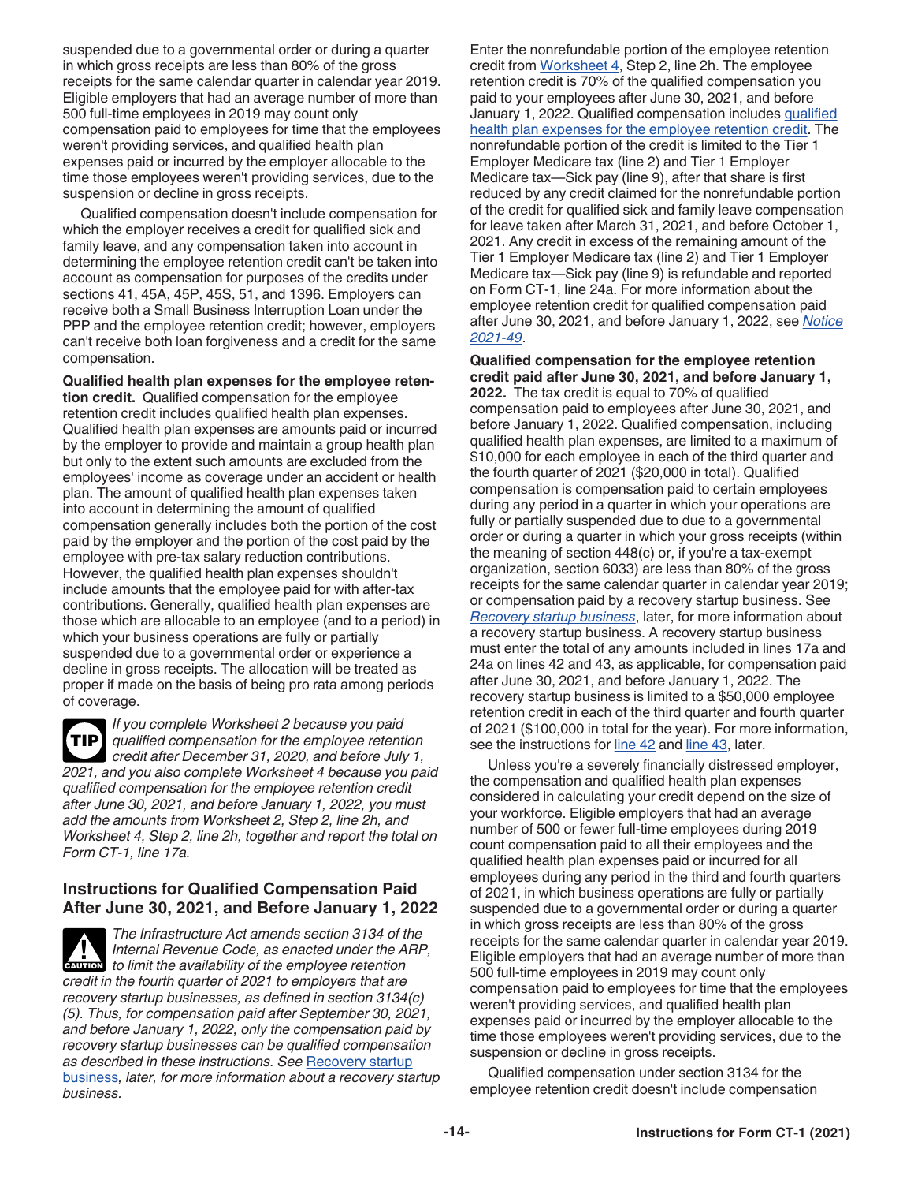suspended due to a governmental order or during a quarter in which gross receipts are less than 80% of the gross receipts for the same calendar quarter in calendar year 2019. Eligible employers that had an average number of more than 500 full-time employees in 2019 may count only compensation paid to employees for time that the employees weren't providing services, and qualified health plan expenses paid or incurred by the employer allocable to the time those employees weren't providing services, due to the suspension or decline in gross receipts.

Qualified compensation doesn't include compensation for which the employer receives a credit for qualified sick and family leave, and any compensation taken into account in determining the employee retention credit can't be taken into account as compensation for purposes of the credits under sections 41, 45A, 45P, 45S, 51, and 1396. Employers can receive both a Small Business Interruption Loan under the PPP and the employee retention credit; however, employers can't receive both loan forgiveness and a credit for the same compensation.

**Qualified health plan expenses for the employee retention credit.** Qualified compensation for the employee retention credit includes qualified health plan expenses. Qualified health plan expenses are amounts paid or incurred by the employer to provide and maintain a group health plan but only to the extent such amounts are excluded from the employees' income as coverage under an accident or health plan. The amount of qualified health plan expenses taken into account in determining the amount of qualified compensation generally includes both the portion of the cost paid by the employer and the portion of the cost paid by the employee with pre-tax salary reduction contributions. However, the qualified health plan expenses shouldn't include amounts that the employee paid for with after-tax contributions. Generally, qualified health plan expenses are those which are allocable to an employee (and to a period) in which your business operations are fully or partially suspended due to a governmental order or experience a decline in gross receipts. The allocation will be treated as proper if made on the basis of being pro rata among periods of coverage.

**TIP** *If you complete Worksheet 2 because you paid qualified compensation for the employee retention credit after December 31, 2020, and before July 1, 2021, and you also complete Worksheet 4 because you paid qualified compensation for the employee retention credit after June 30, 2021, and before January 1, 2022, you must add the amounts from Worksheet 2, Step 2, line 2h, and Worksheet 4, Step 2, line 2h, together and report the total on Form CT-1, line 17a.*

## Instructions for Qualified Compensation Paid After June 30, 2021, and Before January 1, 2022

**CAUTION** *The Infrastructure Act amends section 3134 of the Internal Revenue Code, as enacted under the ARP, to limit the availability of the employee retention credit in the fourth quarter of 2021 to employers that are recovery startup businesses, as defined in section 3134(c)(5). Thus, for compensation paid after September 30, 2021, and before January 1, 2022, only the compensation paid by recovery startup businesses can be qualified compensation as described in these instructions. See Recovery startup business, later, for more information about a recovery startup business.*

Enter the nonrefundable portion of the employee retention credit from Worksheet 4, Step 2, line 2h. The employee retention credit is 70% of the qualified compensation you paid to your employees after June 30, 2021, and before January 1, 2022. Qualified compensation includes qualified health plan expenses for the employee retention credit. The nonrefundable portion of the credit is limited to the Tier 1 Employer Medicare tax (line 2) and Tier 1 Employer Medicare tax—Sick pay (line 9), after that share is first reduced by any credit claimed for the nonrefundable portion of the credit for qualified sick and family leave compensation for leave taken after March 31, 2021, and before October 1, 2021. Any credit in excess of the remaining amount of the Tier 1 Employer Medicare tax (line 2) and Tier 1 Employer Medicare tax—Sick pay (line 9) is refundable and reported on Form CT-1, line 24a. For more information about the employee retention credit for qualified compensation paid after June 30, 2021, and before January 1, 2022, see *Notice 2021-49*.

**Qualified compensation for the employee retention credit paid after June 30, 2021, and before January 1, 2022.** The tax credit is equal to 70% of qualified compensation paid to employees after June 30, 2021, and before January 1, 2022. Qualified compensation, including qualified health plan expenses, are limited to a maximum of $10,000 for each employee in each of the third quarter and the fourth quarter of 2021 ($20,000 in total). Qualified compensation is compensation paid to certain employees during any period in a quarter in which your operations are fully or partially suspended due to due to a governmental order or during a quarter in which your gross receipts (within the meaning of section 448(c) or, if you're a tax-exempt organization, section 6033) are less than 80% of the gross receipts for the same calendar quarter in calendar year 2019; or compensation paid by a recovery startup business. See *Recovery startup business*, later, for more information about a recovery startup business. A recovery startup business must enter the total of any amounts included in lines 17a and 24a on lines 42 and 43, as applicable, for compensation paid after June 30, 2021, and before January 1, 2022. The recovery startup business is limited to a $50,000 employee retention credit in each of the third quarter and fourth quarter of 2021 ($100,000 in total for the year). For more information, see the instructions for line 42 and line 43, later.

Unless you're a severely financially distressed employer, the compensation and qualified health plan expenses considered in calculating your credit depend on the size of your workforce. Eligible employers that had an average number of 500 or fewer full-time employees during 2019 count compensation paid to all their employees and the qualified health plan expenses paid or incurred for all employees during any period in the third and fourth quarters of 2021, in which business operations are fully or partially suspended due to a governmental order or during a quarter in which gross receipts are less than 80% of the gross receipts for the same calendar quarter in calendar year 2019. Eligible employers that had an average number of more than 500 full-time employees in 2019 may count only compensation paid to employees for time that the employees weren't providing services, and qualified health plan expenses paid or incurred by the employer allocable to the time those employees weren't providing services, due to the suspension or decline in gross receipts.

Qualified compensation under section 3134 for the employee retention credit doesn't include compensation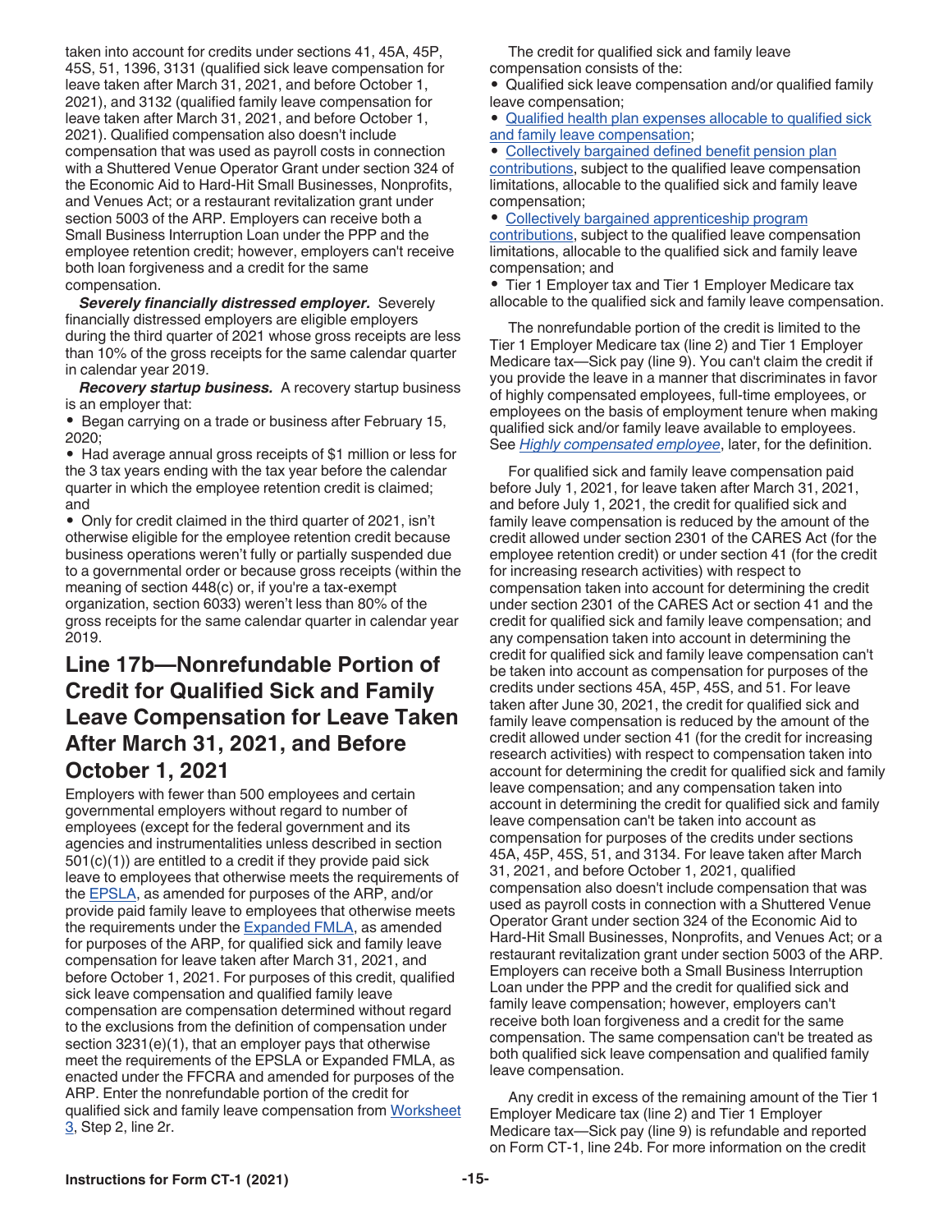taken into account for credits under sections 41, 45A, 45P, 45S, 51, 1396, 3131 (qualified sick leave compensation for leave taken after March 31, 2021, and before October 1, 2021), and 3132 (qualified family leave compensation for leave taken after March 31, 2021, and before October 1, 2021). Qualified compensation also doesn't include compensation that was used as payroll costs in connection with a Shuttered Venue Operator Grant under section 324 of the Economic Aid to Hard-Hit Small Businesses, Nonprofits, and Venues Act; or a restaurant revitalization grant under section 5003 of the ARP. Employers can receive both a Small Business Interruption Loan under the PPP and the employee retention credit; however, employers can't receive both loan forgiveness and a credit for the same compensation.

***Severely financially distressed employer.*** Severely financially distressed employers are eligible employers during the third quarter of 2021 whose gross receipts are less than 10% of the gross receipts for the same calendar quarter in calendar year 2019.

***Recovery startup business.*** A recovery startup business is an employer that:

- Began carrying on a trade or business after February 15, 2020;
- Had average annual gross receipts of $1 million or less for the 3 tax years ending with the tax year before the calendar quarter in which the employee retention credit is claimed; and
- Only for credit claimed in the third quarter of 2021, isn't otherwise eligible for the employee retention credit because business operations weren't fully or partially suspended due to a governmental order or because gross receipts (within the meaning of section 448(c) or, if you're a tax-exempt organization, section 6033) weren't less than 80% of the gross receipts for the same calendar quarter in calendar year 2019.

## Line 17b—Nonrefundable Portion of Credit for Qualified Sick and Family Leave Compensation for Leave Taken After March 31, 2021, and Before October 1, 2021

Employers with fewer than 500 employees and certain governmental employers without regard to number of employees (except for the federal government and its agencies and instrumentalities unless described in section 501(c)(1)) are entitled to a credit if they provide paid sick leave to employees that otherwise meets the requirements of the EPSLA, as amended for purposes of the ARP, and/or provide paid family leave to employees that otherwise meets the requirements under the Expanded FMLA, as amended for purposes of the ARP, for qualified sick and family leave compensation for leave taken after March 31, 2021, and before October 1, 2021. For purposes of this credit, qualified sick leave compensation and qualified family leave compensation are compensation determined without regard to the exclusions from the definition of compensation under section 3231(e)(1), that an employer pays that otherwise meet the requirements of the EPSLA or Expanded FMLA, as enacted under the FFCRA and amended for purposes of the ARP. Enter the nonrefundable portion of the credit for qualified sick and family leave compensation from Worksheet 3, Step 2, line 2r.

The credit for qualified sick and family leave compensation consists of the:

- Qualified sick leave compensation and/or qualified family leave compensation;
- Qualified health plan expenses allocable to qualified sick and family leave compensation;
- Collectively bargained defined benefit pension plan contributions, subject to the qualified leave compensation limitations, allocable to the qualified sick and family leave compensation;
- Collectively bargained apprenticeship program contributions, subject to the qualified leave compensation limitations, allocable to the qualified sick and family leave compensation; and
- Tier 1 Employer tax and Tier 1 Employer Medicare tax allocable to the qualified sick and family leave compensation.

The nonrefundable portion of the credit is limited to the Tier 1 Employer Medicare tax (line 2) and Tier 1 Employer Medicare tax—Sick pay (line 9). You can't claim the credit if you provide the leave in a manner that discriminates in favor of highly compensated employees, full-time employees, or employees on the basis of employment tenure when making qualified sick and/or family leave available to employees. See *Highly compensated employee*, later, for the definition.

For qualified sick and family leave compensation paid before July 1, 2021, for leave taken after March 31, 2021, and before July 1, 2021, the credit for qualified sick and family leave compensation is reduced by the amount of the credit allowed under section 2301 of the CARES Act (for the employee retention credit) or under section 41 (for the credit for increasing research activities) with respect to compensation taken into account for determining the credit under section 2301 of the CARES Act or section 41 and the credit for qualified sick and family leave compensation; and any compensation taken into account in determining the credit for qualified sick and family leave compensation can't be taken into account as compensation for purposes of the credits under sections 45A, 45P, 45S, and 51. For leave taken after June 30, 2021, the credit for qualified sick and family leave compensation is reduced by the amount of the credit allowed under section 41 (for the credit for increasing research activities) with respect to compensation taken into account for determining the credit for qualified sick and family leave compensation; and any compensation taken into account in determining the credit for qualified sick and family leave compensation can't be taken into account as compensation for purposes of the credits under sections 45A, 45P, 45S, 51, and 3134. For leave taken after March 31, 2021, and before October 1, 2021, qualified compensation also doesn't include compensation that was used as payroll costs in connection with a Shuttered Venue Operator Grant under section 324 of the Economic Aid to Hard-Hit Small Businesses, Nonprofits, and Venues Act; or a restaurant revitalization grant under section 5003 of the ARP. Employers can receive both a Small Business Interruption Loan under the PPP and the credit for qualified sick and family leave compensation; however, employers can't receive both loan forgiveness and a credit for the same compensation. The same compensation can't be treated as both qualified sick leave compensation and qualified family leave compensation.

Any credit in excess of the remaining amount of the Tier 1 Employer Medicare tax (line 2) and Tier 1 Employer Medicare tax—Sick pay (line 9) is refundable and reported on Form CT-1, line 24b. For more information on the credit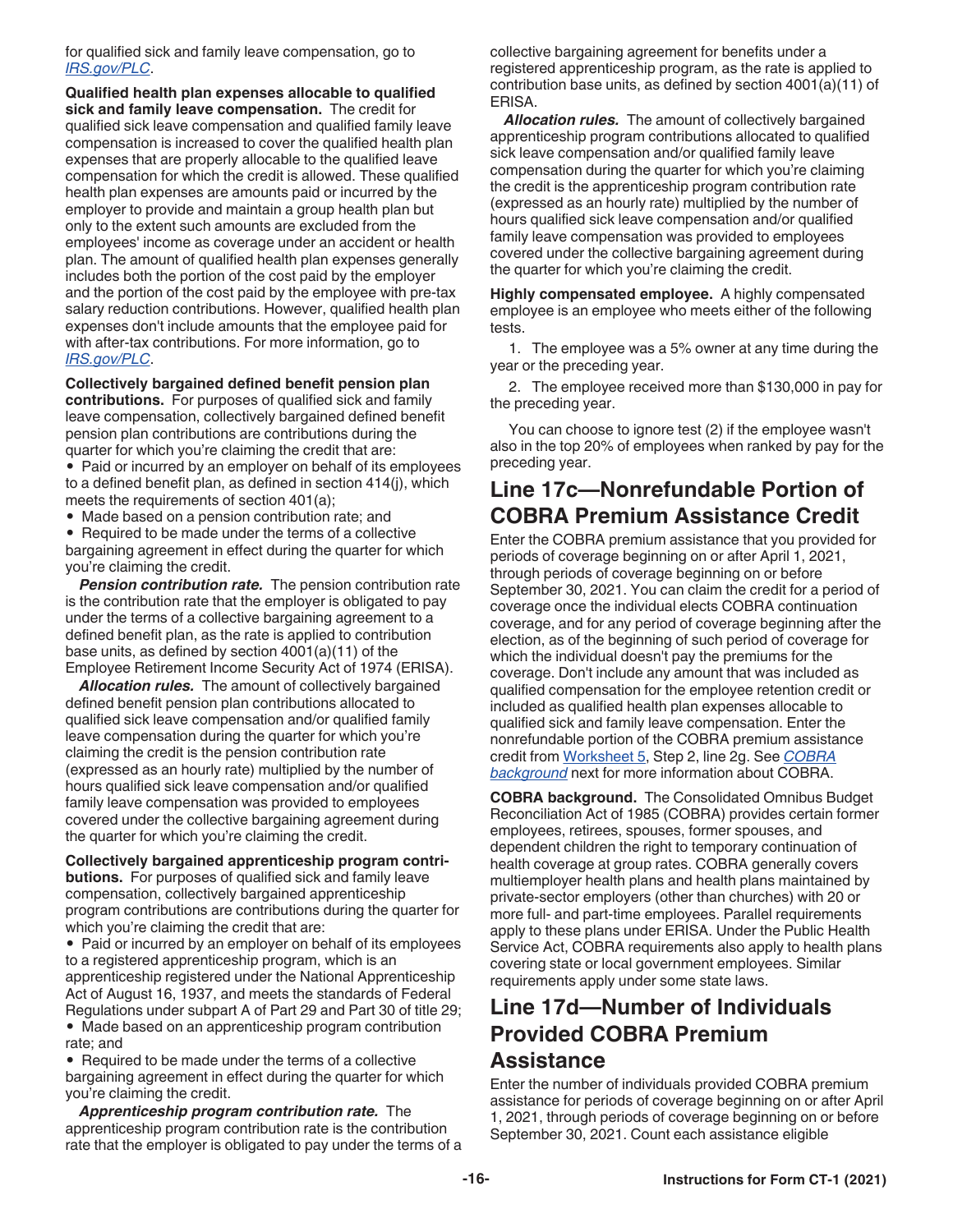for qualified sick and family leave compensation, go to *IRS.gov/PLC*.

**Qualified health plan expenses allocable to qualified sick and family leave compensation.** The credit for qualified sick leave compensation and qualified family leave compensation is increased to cover the qualified health plan expenses that are properly allocable to the qualified leave compensation for which the credit is allowed. These qualified health plan expenses are amounts paid or incurred by the employer to provide and maintain a group health plan but only to the extent such amounts are excluded from the employees' income as coverage under an accident or health plan. The amount of qualified health plan expenses generally includes both the portion of the cost paid by the employer and the portion of the cost paid by the employee with pre-tax salary reduction contributions. However, qualified health plan expenses don't include amounts that the employee paid for with after-tax contributions. For more information, go to *IRS.gov/PLC*.

**Collectively bargained defined benefit pension plan contributions.** For purposes of qualified sick and family leave compensation, collectively bargained defined benefit pension plan contributions are contributions during the quarter for which you're claiming the credit that are:

- Paid or incurred by an employer on behalf of its employees to a defined benefit plan, as defined in section 414(j), which meets the requirements of section 401(a);
- Made based on a pension contribution rate; and
- Required to be made under the terms of a collective bargaining agreement in effect during the quarter for which you're claiming the credit.

***Pension contribution rate.*** The pension contribution rate is the contribution rate that the employer is obligated to pay under the terms of a collective bargaining agreement to a defined benefit plan, as the rate is applied to contribution base units, as defined by section 4001(a)(11) of the Employee Retirement Income Security Act of 1974 (ERISA).

***Allocation rules.*** The amount of collectively bargained defined benefit pension plan contributions allocated to qualified sick leave compensation and/or qualified family leave compensation during the quarter for which you're claiming the credit is the pension contribution rate (expressed as an hourly rate) multiplied by the number of hours qualified sick leave compensation and/or qualified family leave compensation was provided to employees covered under the collective bargaining agreement during the quarter for which you're claiming the credit.

**Collectively bargained apprenticeship program contributions.** For purposes of qualified sick and family leave compensation, collectively bargained apprenticeship program contributions are contributions during the quarter for which you're claiming the credit that are:

- Paid or incurred by an employer on behalf of its employees to a registered apprenticeship program, which is an apprenticeship registered under the National Apprenticeship Act of August 16, 1937, and meets the standards of Federal Regulations under subpart A of Part 29 and Part 30 of title 29;
- Made based on an apprenticeship program contribution rate; and
- Required to be made under the terms of a collective bargaining agreement in effect during the quarter for which you're claiming the credit.

***Apprenticeship program contribution rate.*** The apprenticeship program contribution rate is the contribution rate that the employer is obligated to pay under the terms of a collective bargaining agreement for benefits under a registered apprenticeship program, as the rate is applied to contribution base units, as defined by section 4001(a)(11) of ERISA.

***Allocation rules.*** The amount of collectively bargained apprenticeship program contributions allocated to qualified sick leave compensation and/or qualified family leave compensation during the quarter for which you're claiming the credit is the apprenticeship program contribution rate (expressed as an hourly rate) multiplied by the number of hours qualified sick leave compensation and/or qualified family leave compensation was provided to employees covered under the collective bargaining agreement during the quarter for which you're claiming the credit.

**Highly compensated employee.** A highly compensated employee is an employee who meets either of the following tests.

1. The employee was a 5% owner at any time during the year or the preceding year.
2. The employee received more than $130,000 in pay for the preceding year.

You can choose to ignore test (2) if the employee wasn't also in the top 20% of employees when ranked by pay for the preceding year.

## Line 17c—Nonrefundable Portion of COBRA Premium Assistance Credit

Enter the COBRA premium assistance that you provided for periods of coverage beginning on or after April 1, 2021, through periods of coverage beginning on or before September 30, 2021. You can claim the credit for a period of coverage once the individual elects COBRA continuation coverage, and for any period of coverage beginning after the election, as of the beginning of such period of coverage for which the individual doesn't pay the premiums for the coverage. Don't include any amount that was included as qualified compensation for the employee retention credit or included as qualified health plan expenses allocable to qualified sick and family leave compensation. Enter the nonrefundable portion of the COBRA premium assistance credit from Worksheet 5, Step 2, line 2g. See *COBRA background* next for more information about COBRA.

**COBRA background.** The Consolidated Omnibus Budget Reconciliation Act of 1985 (COBRA) provides certain former employees, retirees, spouses, former spouses, and dependent children the right to temporary continuation of health coverage at group rates. COBRA generally covers multiemployer health plans and health plans maintained by private-sector employers (other than churches) with 20 or more full- and part-time employees. Parallel requirements apply to these plans under ERISA. Under the Public Health Service Act, COBRA requirements also apply to health plans covering state or local government employees. Similar requirements apply under some state laws.

## Line 17d—Number of Individuals Provided COBRA Premium Assistance

Enter the number of individuals provided COBRA premium assistance for periods of coverage beginning on or after April 1, 2021, through periods of coverage beginning on or before September 30, 2021. Count each assistance eligible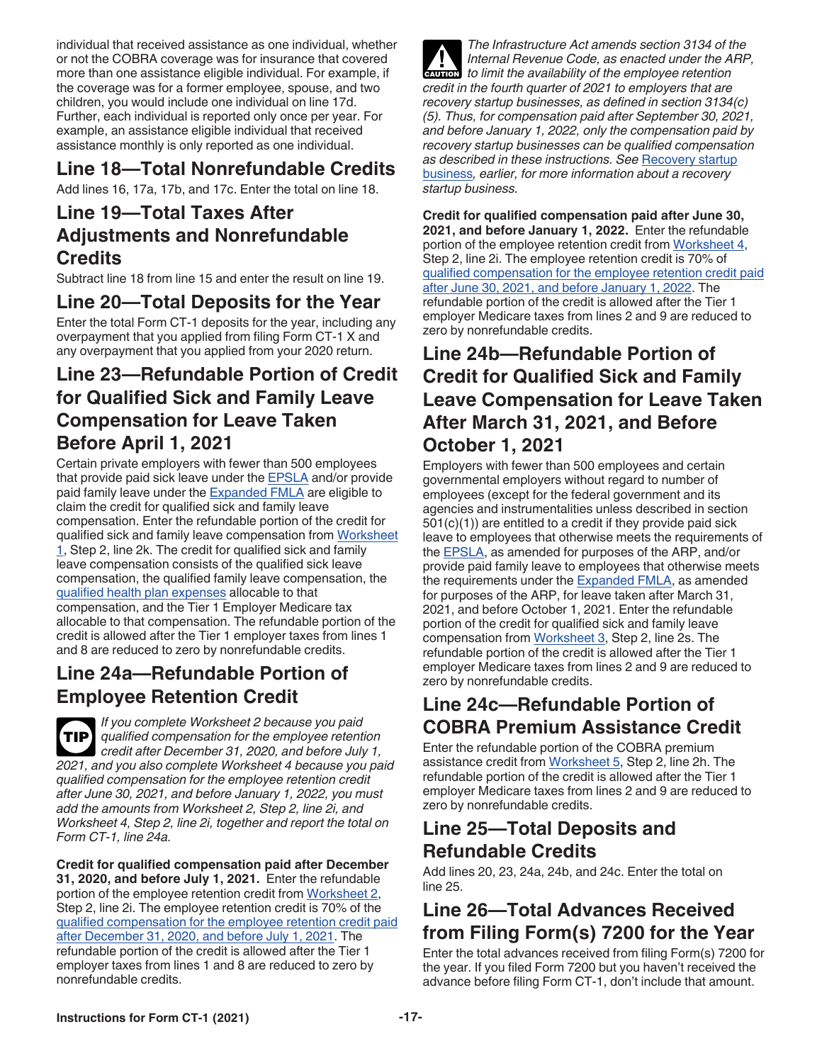individual that received assistance as one individual, whether or not the COBRA coverage was for insurance that covered more than one assistance eligible individual. For example, if the coverage was for a former employee, spouse, and two children, you would include one individual on line 17d. Further, each individual is reported only once per year. For example, an assistance eligible individual that received assistance monthly is only reported as one individual.

## Line 18—Total Nonrefundable Credits

Add lines 16, 17a, 17b, and 17c. Enter the total on line 18.

## Line 19—Total Taxes After Adjustments and Nonrefundable Credits

Subtract line 18 from line 15 and enter the result on line 19.

## Line 20—Total Deposits for the Year

Enter the total Form CT-1 deposits for the year, including any overpayment that you applied from filing Form CT-1 X and any overpayment that you applied from your 2020 return.

## Line 23—Refundable Portion of Credit for Qualified Sick and Family Leave Compensation for Leave Taken Before April 1, 2021

Certain private employers with fewer than 500 employees that provide paid sick leave under the EPSLA and/or provide paid family leave under the Expanded FMLA are eligible to claim the credit for qualified sick and family leave compensation. Enter the refundable portion of the credit for qualified sick and family leave compensation from Worksheet 1, Step 2, line 2k. The credit for qualified sick and family leave compensation consists of the qualified sick leave compensation, the qualified family leave compensation, the qualified health plan expenses allocable to that compensation, and the Tier 1 Employer Medicare tax allocable to that compensation. The refundable portion of the credit is allowed after the Tier 1 employer taxes from lines 1 and 8 are reduced to zero by nonrefundable credits.

## Line 24a—Refundable Portion of Employee Retention Credit

**TIP** *If you complete Worksheet 2 because you paid qualified compensation for the employee retention credit after December 31, 2020, and before July 1, 2021, and you also complete Worksheet 4 because you paid qualified compensation for the employee retention credit after June 30, 2021, and before January 1, 2022, you must add the amounts from Worksheet 2, Step 2, line 2i, and Worksheet 4, Step 2, line 2i, together and report the total on Form CT-1, line 24a.*

**Credit for qualified compensation paid after December 31, 2020, and before July 1, 2021.** Enter the refundable portion of the employee retention credit from Worksheet 2, Step 2, line 2i. The employee retention credit is 70% of the qualified compensation for the employee retention credit paid after December 31, 2020, and before July 1, 2021. The refundable portion of the credit is allowed after the Tier 1 employer taxes from lines 1 and 8 are reduced to zero by nonrefundable credits.

**CAUTION** *The Infrastructure Act amends section 3134 of the Internal Revenue Code, as enacted under the ARP, to limit the availability of the employee retention credit in the fourth quarter of 2021 to employers that are recovery startup businesses, as defined in section 3134(c)(5). Thus, for compensation paid after September 30, 2021, and before January 1, 2022, only the compensation paid by recovery startup businesses can be qualified compensation as described in these instructions. See Recovery startup business, earlier, for more information about a recovery startup business.*

**Credit for qualified compensation paid after June 30, 2021, and before January 1, 2022.** Enter the refundable portion of the employee retention credit from Worksheet 4, Step 2, line 2i. The employee retention credit is 70% of qualified compensation for the employee retention credit paid after June 30, 2021, and before January 1, 2022. The refundable portion of the credit is allowed after the Tier 1 employer Medicare taxes from lines 2 and 9 are reduced to zero by nonrefundable credits.

## Line 24b—Refundable Portion of Credit for Qualified Sick and Family Leave Compensation for Leave Taken After March 31, 2021, and Before October 1, 2021

Employers with fewer than 500 employees and certain governmental employers without regard to number of employees (except for the federal government and its agencies and instrumentalities unless described in section 501(c)(1)) are entitled to a credit if they provide paid sick leave to employees that otherwise meets the requirements of the EPSLA, as amended for purposes of the ARP, and/or provide paid family leave to employees that otherwise meets the requirements under the Expanded FMLA, as amended for purposes of the ARP, for leave taken after March 31, 2021, and before October 1, 2021. Enter the refundable portion of the credit for qualified sick and family leave compensation from Worksheet 3, Step 2, line 2s. The refundable portion of the credit is allowed after the Tier 1 employer Medicare taxes from lines 2 and 9 are reduced to zero by nonrefundable credits.

## Line 24c—Refundable Portion of COBRA Premium Assistance Credit

Enter the refundable portion of the COBRA premium assistance credit from Worksheet 5, Step 2, line 2h. The refundable portion of the credit is allowed after the Tier 1 employer Medicare taxes from lines 2 and 9 are reduced to zero by nonrefundable credits.

## Line 25—Total Deposits and Refundable Credits

Add lines 20, 23, 24a, 24b, and 24c. Enter the total on line 25.

## Line 26—Total Advances Received from Filing Form(s) 7200 for the Year

Enter the total advances received from filing Form(s) 7200 for the year. If you filed Form 7200 but you haven't received the advance before filing Form CT-1, don't include that amount.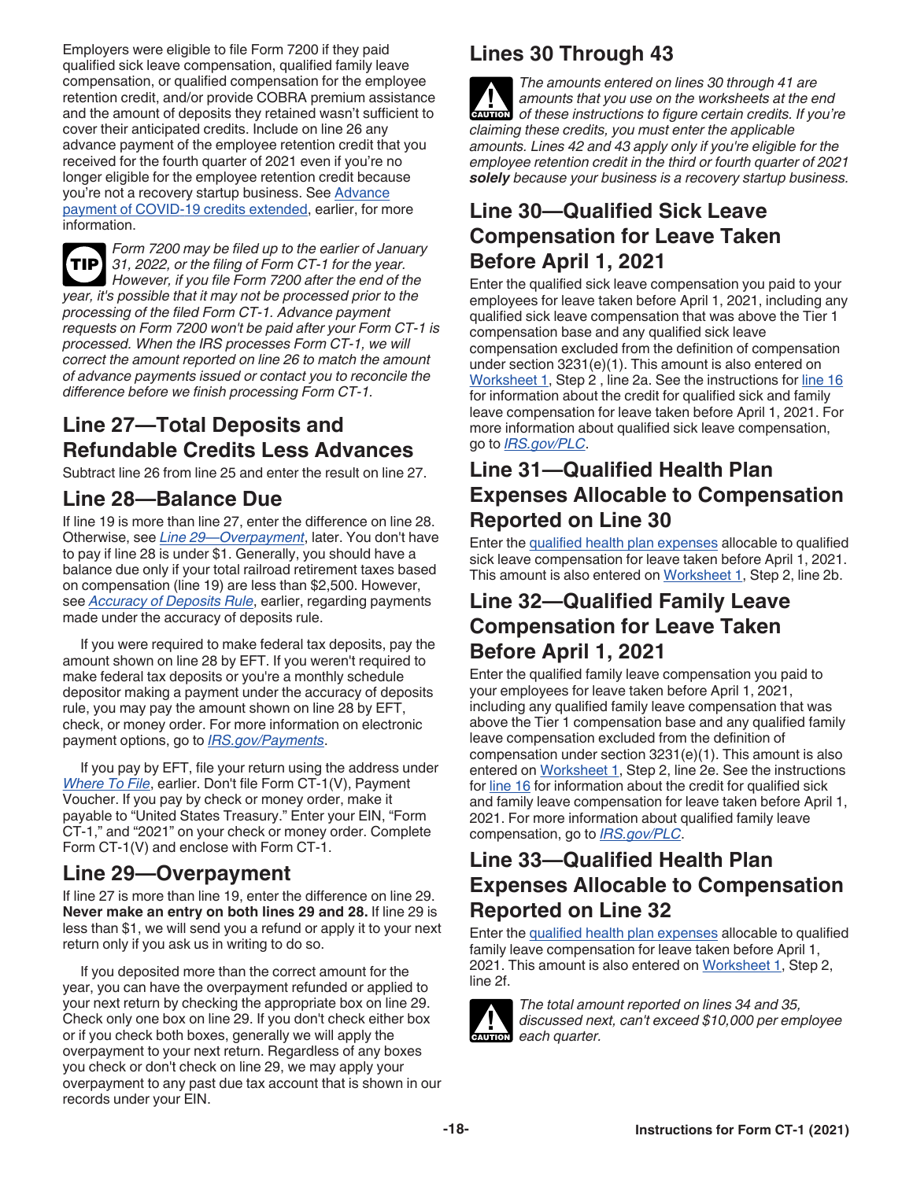Employers were eligible to file Form 7200 if they paid qualified sick leave compensation, qualified family leave compensation, or qualified compensation for the employee retention credit, and/or provide COBRA premium assistance and the amount of deposits they retained wasn't sufficient to cover their anticipated credits. Include on line 26 any advance payment of the employee retention credit that you received for the fourth quarter of 2021 even if you're no longer eligible for the employee retention credit because you're not a recovery startup business. See Advance payment of COVID-19 credits extended, earlier, for more information.

**TIP** *Form 7200 may be filed up to the earlier of January 31, 2022, or the filing of Form CT-1 for the year. However, if you file Form 7200 after the end of the year, it's possible that it may not be processed prior to the processing of the filed Form CT-1. Advance payment requests on Form 7200 won't be paid after your Form CT-1 is processed. When the IRS processes Form CT-1, we will correct the amount reported on line 26 to match the amount of advance payments issued or contact you to reconcile the difference before we finish processing Form CT-1.*

## Line 27—Total Deposits and Refundable Credits Less Advances

Subtract line 26 from line 25 and enter the result on line 27.

## Line 28—Balance Due

If line 19 is more than line 27, enter the difference on line 28. Otherwise, see *Line 29—Overpayment*, later. You don't have to pay if line 28 is under $1. Generally, you should have a balance due only if your total railroad retirement taxes based on compensation (line 19) are less than $2,500. However, see *Accuracy of Deposits Rule*, earlier, regarding payments made under the accuracy of deposits rule.

If you were required to make federal tax deposits, pay the amount shown on line 28 by EFT. If you weren't required to make federal tax deposits or you're a monthly schedule depositor making a payment under the accuracy of deposits rule, you may pay the amount shown on line 28 by EFT, check, or money order. For more information on electronic payment options, go to *IRS.gov/Payments*.

If you pay by EFT, file your return using the address under *Where To File*, earlier. Don't file Form CT-1(V), Payment Voucher. If you pay by check or money order, make it payable to "United States Treasury." Enter your EIN, "Form CT-1," and "2021" on your check or money order. Complete Form CT-1(V) and enclose with Form CT-1.

## Line 29—Overpayment

If line 27 is more than line 19, enter the difference on line 29. **Never make an entry on both lines 29 and 28.** If line 29 is less than $1, we will send you a refund or apply it to your next return only if you ask us in writing to do so.

If you deposited more than the correct amount for the year, you can have the overpayment refunded or applied to your next return by checking the appropriate box on line 29. Check only one box on line 29. If you don't check either box or if you check both boxes, generally we will apply the overpayment to your next return. Regardless of any boxes you check or don't check on line 29, we may apply your overpayment to any past due tax account that is shown in our records under your EIN.

## Lines 30 Through 43

**CAUTION** *The amounts entered on lines 30 through 41 are amounts that you use on the worksheets at the end of these instructions to figure certain credits. If you're claiming these credits, you must enter the applicable amounts. Lines 42 and 43 apply only if you're eligible for the employee retention credit in the third or fourth quarter of 2021* ***solely*** *because your business is a recovery startup business.*

## Line 30—Qualified Sick Leave Compensation for Leave Taken Before April 1, 2021

Enter the qualified sick leave compensation you paid to your employees for leave taken before April 1, 2021, including any qualified sick leave compensation that was above the Tier 1 compensation base and any qualified sick leave compensation excluded from the definition of compensation under section 3231(e)(1). This amount is also entered on Worksheet 1, Step 2 , line 2a. See the instructions for line 16 for information about the credit for qualified sick and family leave compensation for leave taken before April 1, 2021. For more information about qualified sick leave compensation, go to *IRS.gov/PLC*.

## Line 31—Qualified Health Plan Expenses Allocable to Compensation Reported on Line 30

Enter the qualified health plan expenses allocable to qualified sick leave compensation for leave taken before April 1, 2021. This amount is also entered on Worksheet 1, Step 2, line 2b.

## Line 32—Qualified Family Leave Compensation for Leave Taken Before April 1, 2021

Enter the qualified family leave compensation you paid to your employees for leave taken before April 1, 2021, including any qualified family leave compensation that was above the Tier 1 compensation base and any qualified family leave compensation excluded from the definition of compensation under section 3231(e)(1). This amount is also entered on Worksheet 1, Step 2, line 2e. See the instructions for line 16 for information about the credit for qualified sick and family leave compensation for leave taken before April 1, 2021. For more information about qualified family leave compensation, go to *IRS.gov/PLC*.

## Line 33—Qualified Health Plan Expenses Allocable to Compensation Reported on Line 32

Enter the qualified health plan expenses allocable to qualified family leave compensation for leave taken before April 1, 2021. This amount is also entered on Worksheet 1, Step 2, line 2f.

**CAUTION** *The total amount reported on lines 34 and 35, discussed next, can't exceed $10,000 per employee each quarter.*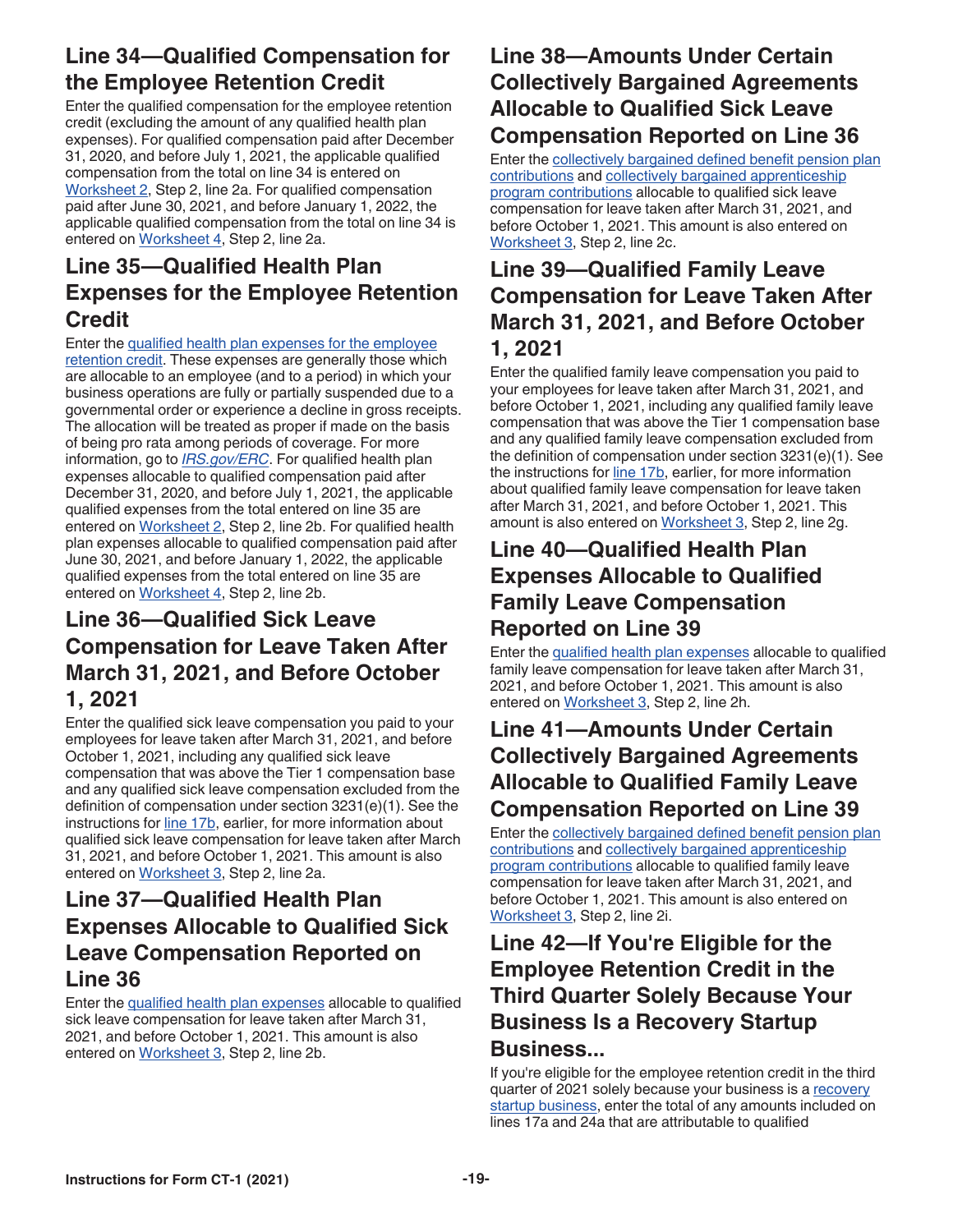## Line 34—Qualified Compensation for the Employee Retention Credit

Enter the qualified compensation for the employee retention credit (excluding the amount of any qualified health plan expenses). For qualified compensation paid after December 31, 2020, and before July 1, 2021, the applicable qualified compensation from the total on line 34 is entered on Worksheet 2, Step 2, line 2a. For qualified compensation paid after June 30, 2021, and before January 1, 2022, the applicable qualified compensation from the total on line 34 is entered on Worksheet 4, Step 2, line 2a.

## Line 35—Qualified Health Plan Expenses for the Employee Retention Credit

Enter the qualified health plan expenses for the employee retention credit. These expenses are generally those which are allocable to an employee (and to a period) in which your business operations are fully or partially suspended due to a governmental order or experience a decline in gross receipts. The allocation will be treated as proper if made on the basis of being pro rata among periods of coverage. For more information, go to *IRS.gov/ERC*. For qualified health plan expenses allocable to qualified compensation paid after December 31, 2020, and before July 1, 2021, the applicable qualified expenses from the total entered on line 35 are entered on Worksheet 2, Step 2, line 2b. For qualified health plan expenses allocable to qualified compensation paid after June 30, 2021, and before January 1, 2022, the applicable qualified expenses from the total entered on line 35 are entered on Worksheet 4, Step 2, line 2b.

## Line 36—Qualified Sick Leave Compensation for Leave Taken After March 31, 2021, and Before October 1, 2021

Enter the qualified sick leave compensation you paid to your employees for leave taken after March 31, 2021, and before October 1, 2021, including any qualified sick leave compensation that was above the Tier 1 compensation base and any qualified sick leave compensation excluded from the definition of compensation under section 3231(e)(1). See the instructions for line 17b, earlier, for more information about qualified sick leave compensation for leave taken after March 31, 2021, and before October 1, 2021. This amount is also entered on Worksheet 3, Step 2, line 2a.

## Line 37—Qualified Health Plan Expenses Allocable to Qualified Sick Leave Compensation Reported on Line 36

Enter the qualified health plan expenses allocable to qualified sick leave compensation for leave taken after March 31, 2021, and before October 1, 2021. This amount is also entered on Worksheet 3, Step 2, line 2b.

## Line 38—Amounts Under Certain Collectively Bargained Agreements Allocable to Qualified Sick Leave Compensation Reported on Line 36

Enter the collectively bargained defined benefit pension plan contributions and collectively bargained apprenticeship program contributions allocable to qualified sick leave compensation for leave taken after March 31, 2021, and before October 1, 2021. This amount is also entered on Worksheet 3, Step 2, line 2c.

## Line 39—Qualified Family Leave Compensation for Leave Taken After March 31, 2021, and Before October 1, 2021

Enter the qualified family leave compensation you paid to your employees for leave taken after March 31, 2021, and before October 1, 2021, including any qualified family leave compensation that was above the Tier 1 compensation base and any qualified family leave compensation excluded from the definition of compensation under section 3231(e)(1). See the instructions for line 17b, earlier, for more information about qualified family leave compensation for leave taken after March 31, 2021, and before October 1, 2021. This amount is also entered on Worksheet 3, Step 2, line 2g.

## Line 40—Qualified Health Plan Expenses Allocable to Qualified Family Leave Compensation Reported on Line 39

Enter the qualified health plan expenses allocable to qualified family leave compensation for leave taken after March 31, 2021, and before October 1, 2021. This amount is also entered on Worksheet 3, Step 2, line 2h.

## Line 41—Amounts Under Certain Collectively Bargained Agreements Allocable to Qualified Family Leave Compensation Reported on Line 39

Enter the collectively bargained defined benefit pension plan contributions and collectively bargained apprenticeship program contributions allocable to qualified family leave compensation for leave taken after March 31, 2021, and before October 1, 2021. This amount is also entered on Worksheet 3, Step 2, line 2i.

## Line 42—If You're Eligible for the Employee Retention Credit in the Third Quarter Solely Because Your Business Is a Recovery Startup Business...

If you're eligible for the employee retention credit in the third quarter of 2021 solely because your business is a recovery startup business, enter the total of any amounts included on lines 17a and 24a that are attributable to qualified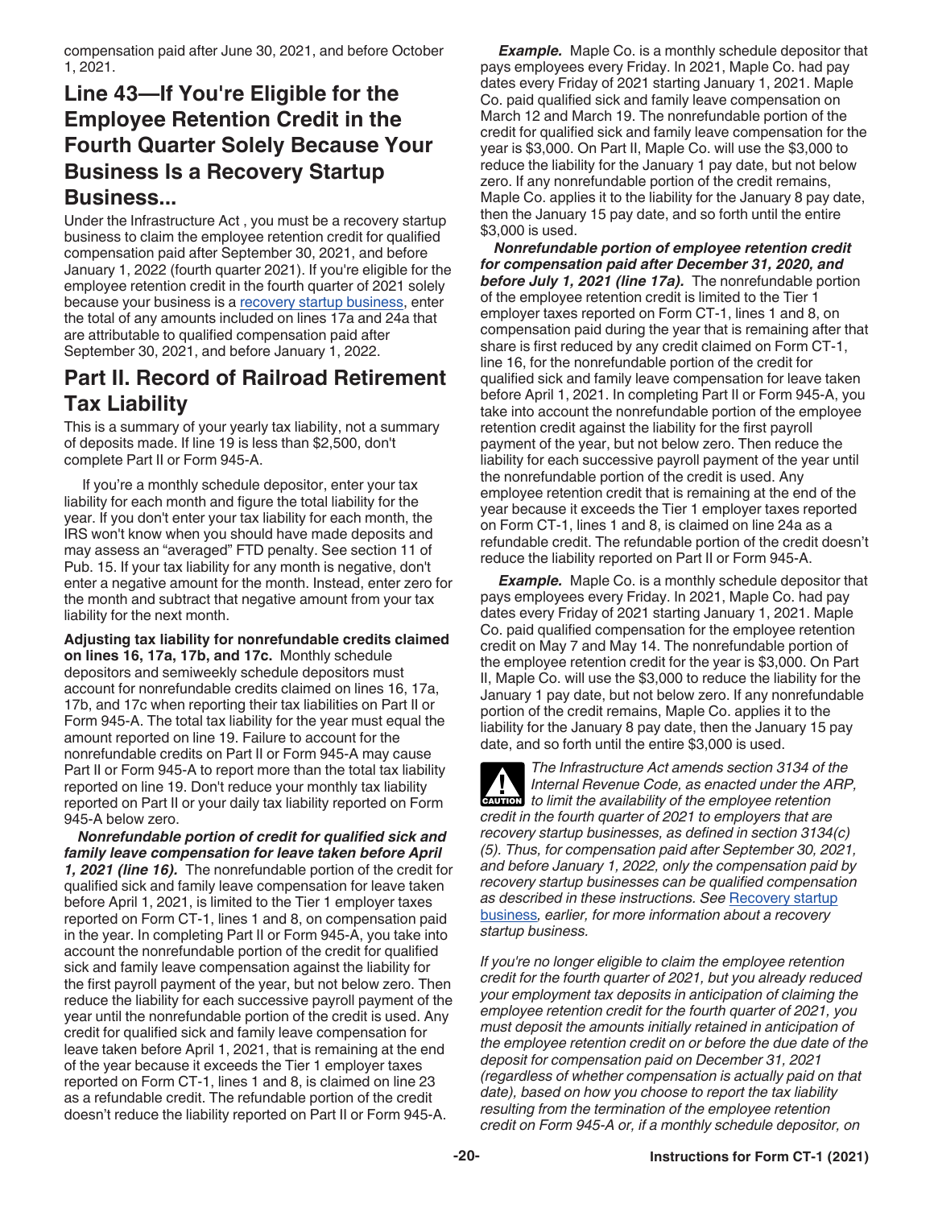compensation paid after June 30, 2021, and before October 1, 2021.

## Line 43—If You're Eligible for the Employee Retention Credit in the Fourth Quarter Solely Because Your Business Is a Recovery Startup Business...

Under the Infrastructure Act , you must be a recovery startup business to claim the employee retention credit for qualified compensation paid after September 30, 2021, and before January 1, 2022 (fourth quarter 2021). If you're eligible for the employee retention credit in the fourth quarter of 2021 solely because your business is a recovery startup business, enter the total of any amounts included on lines 17a and 24a that are attributable to qualified compensation paid after September 30, 2021, and before January 1, 2022.

## Part II. Record of Railroad Retirement Tax Liability

This is a summary of your yearly tax liability, not a summary of deposits made. If line 19 is less than $2,500, don't complete Part II or Form 945-A.

If you're a monthly schedule depositor, enter your tax liability for each month and figure the total liability for the year. If you don't enter your tax liability for each month, the IRS won't know when you should have made deposits and may assess an "averaged" FTD penalty. See section 11 of Pub. 15. If your tax liability for any month is negative, don't enter a negative amount for the month. Instead, enter zero for the month and subtract that negative amount from your tax liability for the next month.

**Adjusting tax liability for nonrefundable credits claimed on lines 16, 17a, 17b, and 17c.** Monthly schedule depositors and semiweekly schedule depositors must account for nonrefundable credits claimed on lines 16, 17a, 17b, and 17c when reporting their tax liabilities on Part II or Form 945-A. The total tax liability for the year must equal the amount reported on line 19. Failure to account for the nonrefundable credits on Part II or Form 945-A may cause Part II or Form 945-A to report more than the total tax liability reported on line 19. Don't reduce your monthly tax liability reported on Part II or your daily tax liability reported on Form 945-A below zero.

***Nonrefundable portion of credit for qualified sick and family leave compensation for leave taken before April 1, 2021 (line 16).*** The nonrefundable portion of the credit for qualified sick and family leave compensation for leave taken before April 1, 2021, is limited to the Tier 1 employer taxes reported on Form CT-1, lines 1 and 8, on compensation paid in the year. In completing Part II or Form 945-A, you take into account the nonrefundable portion of the credit for qualified sick and family leave compensation against the liability for the first payroll payment of the year, but not below zero. Then reduce the liability for each successive payroll payment of the year until the nonrefundable portion of the credit is used. Any credit for qualified sick and family leave compensation for leave taken before April 1, 2021, that is remaining at the end of the year because it exceeds the Tier 1 employer taxes reported on Form CT-1, lines 1 and 8, is claimed on line 23 as a refundable credit. The refundable portion of the credit doesn't reduce the liability reported on Part II or Form 945-A.

***Example.*** Maple Co. is a monthly schedule depositor that pays employees every Friday. In 2021, Maple Co. had pay dates every Friday of 2021 starting January 1, 2021. Maple Co. paid qualified sick and family leave compensation on March 12 and March 19. The nonrefundable portion of the credit for qualified sick and family leave compensation for the year is $3,000. On Part II, Maple Co. will use the $3,000 to reduce the liability for the January 1 pay date, but not below zero. If any nonrefundable portion of the credit remains, Maple Co. applies it to the liability for the January 8 pay date, then the January 15 pay date, and so forth until the entire $3,000 is used.

***Nonrefundable portion of employee retention credit for compensation paid after December 31, 2020, and before July 1, 2021 (line 17a).*** The nonrefundable portion of the employee retention credit is limited to the Tier 1 employer taxes reported on Form CT-1, lines 1 and 8, on compensation paid during the year that is remaining after that share is first reduced by any credit claimed on Form CT-1, line 16, for the nonrefundable portion of the credit for qualified sick and family leave compensation for leave taken before April 1, 2021. In completing Part II or Form 945-A, you take into account the nonrefundable portion of the employee retention credit against the liability for the first payroll payment of the year, but not below zero. Then reduce the liability for each successive payroll payment of the year until the nonrefundable portion of the credit is used. Any employee retention credit that is remaining at the end of the year because it exceeds the Tier 1 employer taxes reported on Form CT-1, lines 1 and 8, is claimed on line 24a as a refundable credit. The refundable portion of the credit doesn't reduce the liability reported on Part II or Form 945-A.

***Example.*** Maple Co. is a monthly schedule depositor that pays employees every Friday. In 2021, Maple Co. had pay dates every Friday of 2021 starting January 1, 2021. Maple Co. paid qualified compensation for the employee retention credit on May 7 and May 14. The nonrefundable portion of the employee retention credit for the year is $3,000. On Part II, Maple Co. will use the $3,000 to reduce the liability for the January 1 pay date, but not below zero. If any nonrefundable portion of the credit remains, Maple Co. applies it to the liability for the January 8 pay date, then the January 15 pay date, and so forth until the entire $3,000 is used.

**CAUTION**

*The Infrastructure Act amends section 3134 of the Internal Revenue Code, as enacted under the ARP, to limit the availability of the employee retention credit in the fourth quarter of 2021 to employers that are recovery startup businesses, as defined in section 3134(c)(5). Thus, for compensation paid after September 30, 2021, and before January 1, 2022, only the compensation paid by recovery startup businesses can be qualified compensation as described in these instructions. See Recovery startup business, earlier, for more information about a recovery startup business.*

*If you're no longer eligible to claim the employee retention credit for the fourth quarter of 2021, but you already reduced your employment tax deposits in anticipation of claiming the employee retention credit for the fourth quarter of 2021, you must deposit the amounts initially retained in anticipation of the employee retention credit on or before the due date of the deposit for compensation paid on December 31, 2021 (regardless of whether compensation is actually paid on that date), based on how you choose to report the tax liability resulting from the termination of the employee retention credit on Form 945-A or, if a monthly schedule depositor, on*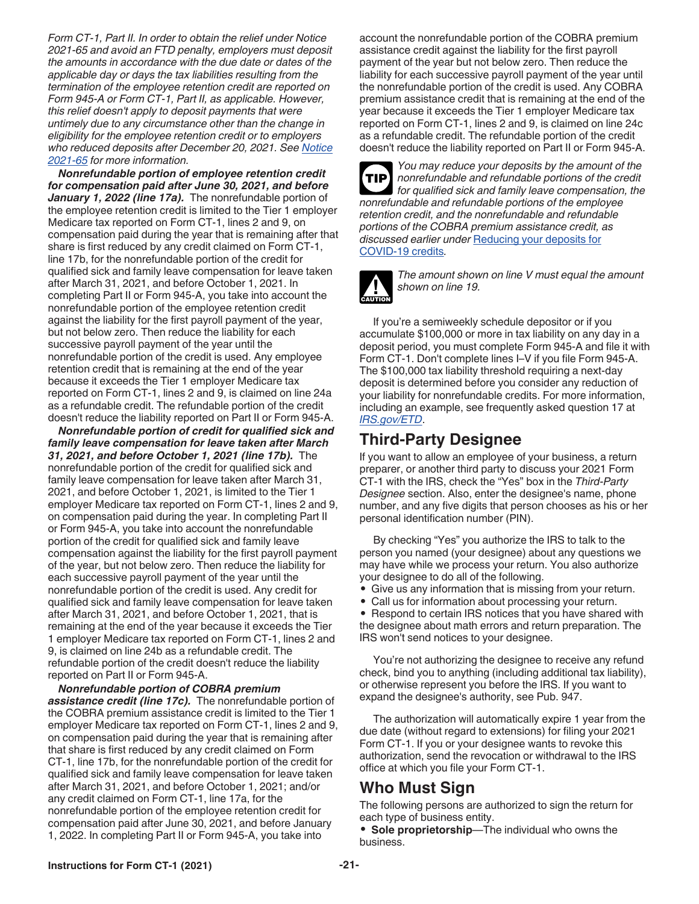*Form CT-1, Part II. In order to obtain the relief under Notice 2021-65 and avoid an FTD penalty, employers must deposit the amounts in accordance with the due date or dates of the applicable day or days the tax liabilities resulting from the termination of the employee retention credit are reported on Form 945-A or Form CT-1, Part II, as applicable. However, this relief doesn't apply to deposit payments that were untimely due to any circumstance other than the change in eligibility for the employee retention credit or to employers who reduced deposits after December 20, 2021. See Notice 2021-65 for more information.*

***Nonrefundable portion of employee retention credit for compensation paid after June 30, 2021, and before January 1, 2022 (line 17a).*** The nonrefundable portion of the employee retention credit is limited to the Tier 1 employer Medicare tax reported on Form CT-1, lines 2 and 9, on compensation paid during the year that is remaining after that share is first reduced by any credit claimed on Form CT-1, line 17b, for the nonrefundable portion of the credit for qualified sick and family leave compensation for leave taken after March 31, 2021, and before October 1, 2021. In completing Part II or Form 945-A, you take into account the nonrefundable portion of the employee retention credit against the liability for the first payroll payment of the year, but not below zero. Then reduce the liability for each successive payroll payment of the year until the nonrefundable portion of the credit is used. Any employee retention credit that is remaining at the end of the year because it exceeds the Tier 1 employer Medicare tax reported on Form CT-1, lines 2 and 9, is claimed on line 24a as a refundable credit. The refundable portion of the credit doesn't reduce the liability reported on Part II or Form 945-A.

***Nonrefundable portion of credit for qualified sick and family leave compensation for leave taken after March 31, 2021, and before October 1, 2021 (line 17b).*** The nonrefundable portion of the credit for qualified sick and family leave compensation for leave taken after March 31, 2021, and before October 1, 2021, is limited to the Tier 1 employer Medicare tax reported on Form CT-1, lines 2 and 9, on compensation paid during the year. In completing Part II or Form 945-A, you take into account the nonrefundable portion of the credit for qualified sick and family leave compensation against the liability for the first payroll payment of the year, but not below zero. Then reduce the liability for each successive payroll payment of the year until the nonrefundable portion of the credit is used. Any credit for qualified sick and family leave compensation for leave taken after March 31, 2021, and before October 1, 2021, that is remaining at the end of the year because it exceeds the Tier 1 employer Medicare tax reported on Form CT-1, lines 2 and 9, is claimed on line 24b as a refundable credit. The refundable portion of the credit doesn't reduce the liability reported on Part II or Form 945-A.

***Nonrefundable portion of COBRA premium assistance credit (line 17c).*** The nonrefundable portion of the COBRA premium assistance credit is limited to the Tier 1 employer Medicare tax reported on Form CT-1, lines 2 and 9, on compensation paid during the year that is remaining after that share is first reduced by any credit claimed on Form CT-1, line 17b, for the nonrefundable portion of the credit for qualified sick and family leave compensation for leave taken after March 31, 2021, and before October 1, 2021; and/or any credit claimed on Form CT-1, line 17a, for the nonrefundable portion of the employee retention credit for compensation paid after June 30, 2021, and before January 1, 2022. In completing Part II or Form 945-A, you take into account the nonrefundable portion of the COBRA premium assistance credit against the liability for the first payroll payment of the year but not below zero. Then reduce the liability for each successive payroll payment of the year until the nonrefundable portion of the credit is used. Any COBRA premium assistance credit that is remaining at the end of the year because it exceeds the Tier 1 employer Medicare tax reported on Form CT-1, lines 2 and 9, is claimed on line 24c as a refundable credit. The refundable portion of the credit doesn't reduce the liability reported on Part II or Form 945-A.

TIP *You may reduce your deposits by the amount of the nonrefundable and refundable portions of the credit for qualified sick and family leave compensation, the nonrefundable and refundable portions of the employee retention credit, and the nonrefundable and refundable portions of the COBRA premium assistance credit, as discussed earlier under Reducing your deposits for COVID-19 credits.*

CAUTION *The amount shown on line V must equal the amount shown on line 19.*

If you're a semiweekly schedule depositor or if you accumulate $100,000 or more in tax liability on any day in a deposit period, you must complete Form 945-A and file it with Form CT-1. Don't complete lines I–V if you file Form 945-A. The $100,000 tax liability threshold requiring a next-day deposit is determined before you consider any reduction of your liability for nonrefundable credits. For more information, including an example, see frequently asked question 17 at *IRS.gov/ETD*.

## Third-Party Designee

If you want to allow an employee of your business, a return preparer, or another third party to discuss your 2021 Form CT-1 with the IRS, check the "Yes" box in the *Third-Party Designee* section. Also, enter the designee's name, phone number, and any five digits that person chooses as his or her personal identification number (PIN).

By checking "Yes" you authorize the IRS to talk to the person you named (your designee) about any questions we may have while we process your return. You also authorize your designee to do all of the following.

- Give us any information that is missing from your return.
- Call us for information about processing your return.
- Respond to certain IRS notices that you have shared with the designee about math errors and return preparation. The IRS won't send notices to your designee.

You're not authorizing the designee to receive any refund check, bind you to anything (including additional tax liability), or otherwise represent you before the IRS. If you want to expand the designee's authority, see Pub. 947.

The authorization will automatically expire 1 year from the due date (without regard to extensions) for filing your 2021 Form CT-1. If you or your designee wants to revoke this authorization, send the revocation or withdrawal to the IRS office at which you file your Form CT-1.

## Who Must Sign

The following persons are authorized to sign the return for each type of business entity.

- **Sole proprietorship**—The individual who owns the business.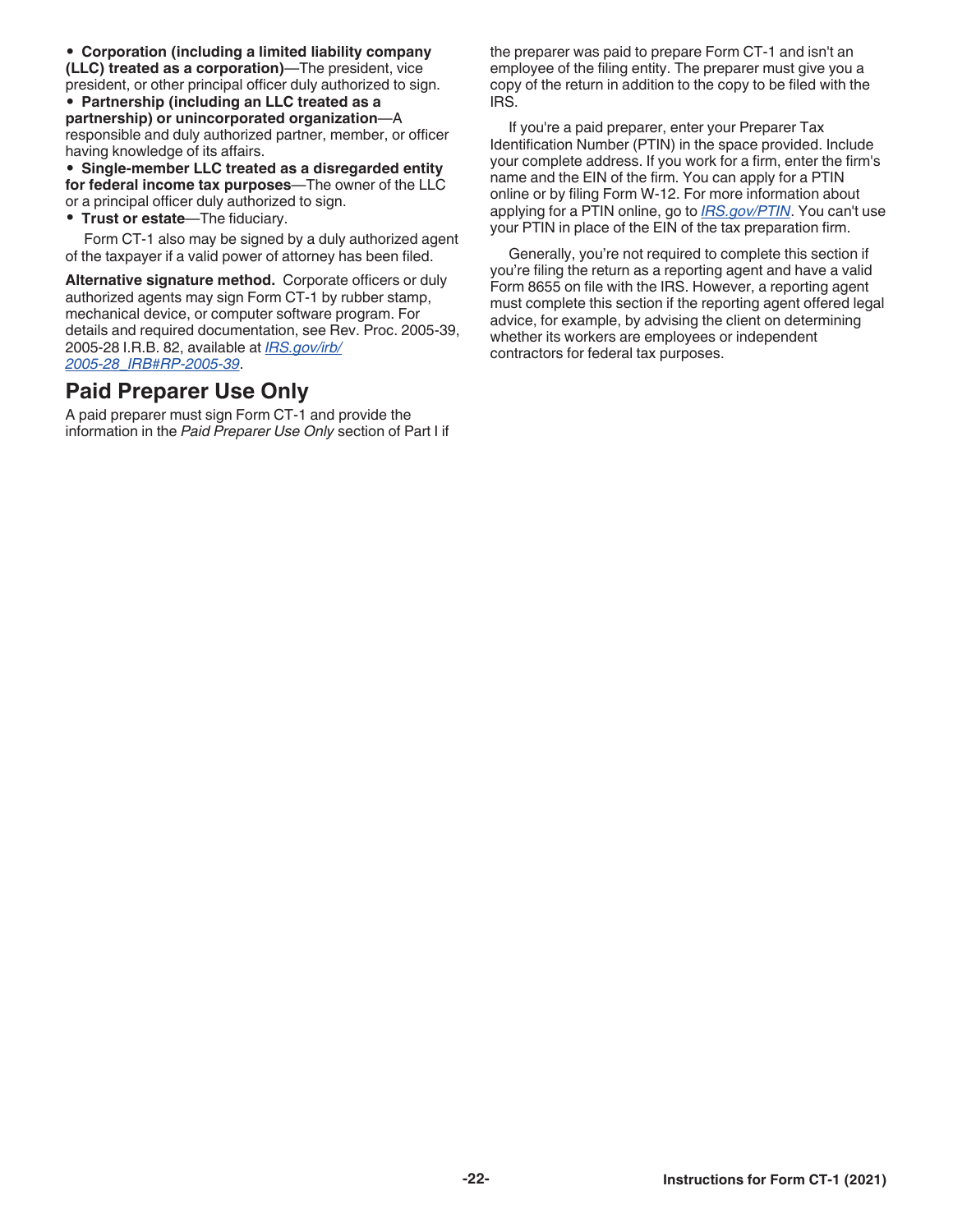- **Corporation (including a limited liability company (LLC) treated as a corporation)**—The president, vice president, or other principal officer duly authorized to sign.
- **Partnership (including an LLC treated as a partnership) or unincorporated organization**—A responsible and duly authorized partner, member, or officer having knowledge of its affairs.
- **Single-member LLC treated as a disregarded entity for federal income tax purposes**—The owner of the LLC or a principal officer duly authorized to sign.
- **Trust or estate**—The fiduciary.

Form CT-1 also may be signed by a duly authorized agent of the taxpayer if a valid power of attorney has been filed.

**Alternative signature method.** Corporate officers or duly authorized agents may sign Form CT-1 by rubber stamp, mechanical device, or computer software program. For details and required documentation, see Rev. Proc. 2005-39, 2005-28 I.R.B. 82, available at *IRS.gov/irb/2005-28_IRB#RP-2005-39*.

## Paid Preparer Use Only

A paid preparer must sign Form CT-1 and provide the information in the *Paid Preparer Use Only* section of Part I if the preparer was paid to prepare Form CT-1 and isn't an employee of the filing entity. The preparer must give you a copy of the return in addition to the copy to be filed with the IRS.

If you're a paid preparer, enter your Preparer Tax Identification Number (PTIN) in the space provided. Include your complete address. If you work for a firm, enter the firm's name and the EIN of the firm. You can apply for a PTIN online or by filing Form W-12. For more information about applying for a PTIN online, go to *IRS.gov/PTIN*. You can't use your PTIN in place of the EIN of the tax preparation firm.

Generally, you're not required to complete this section if you're filing the return as a reporting agent and have a valid Form 8655 on file with the IRS. However, a reporting agent must complete this section if the reporting agent offered legal advice, for example, by advising the client on determining whether its workers are employees or independent contractors for federal tax purposes.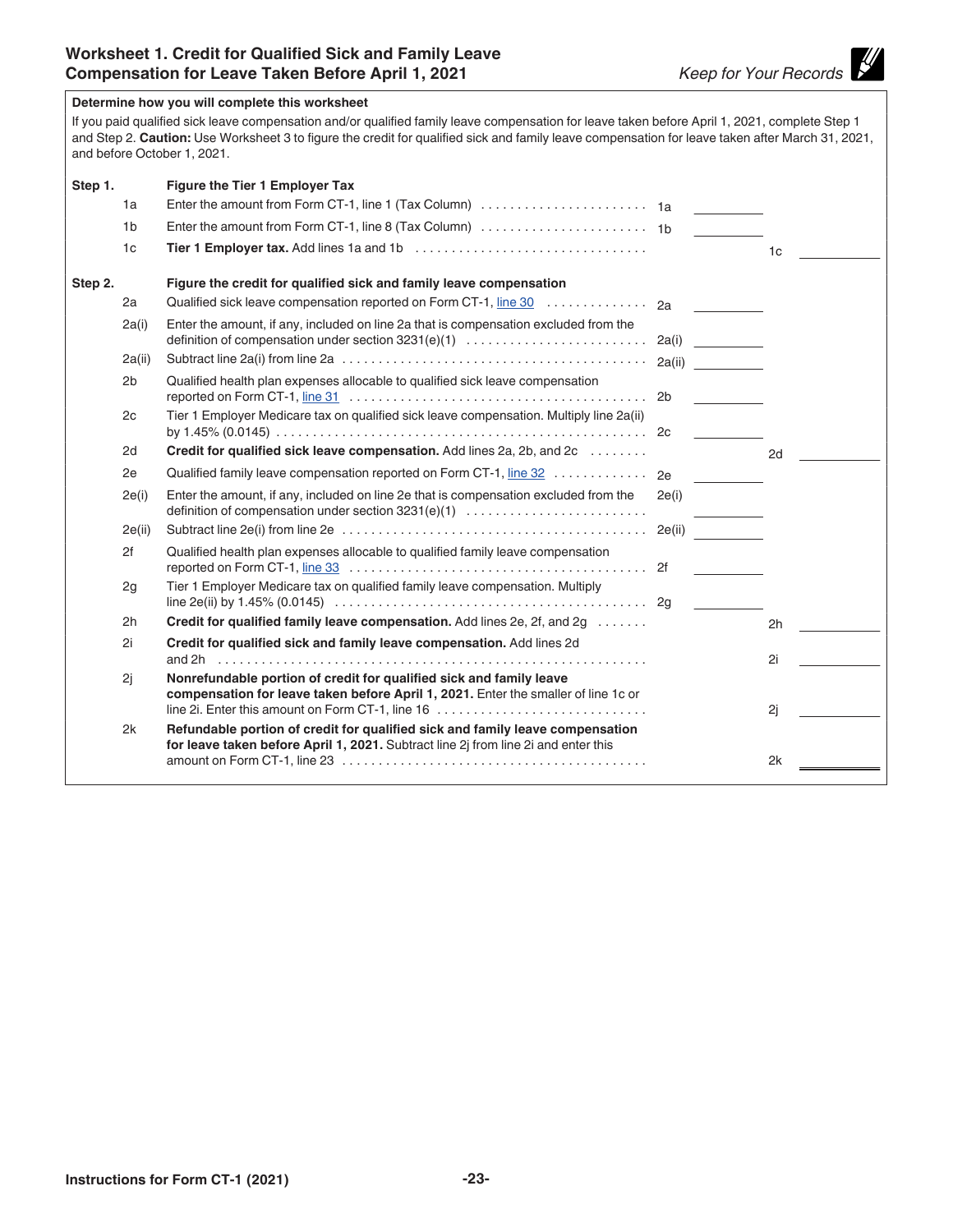## Worksheet 1. Credit for Qualified Sick and Family Leave Compensation for Leave Taken Before April 1, 2021

*Keep for Your Records*

**Determine how you will complete this worksheet**

If you paid qualified sick leave compensation and/or qualified family leave compensation for leave taken before April 1, 2021, complete Step 1 and Step 2. **Caution:** Use Worksheet 3 to figure the credit for qualified sick and family leave compensation for leave taken after March 31, 2021, and before October 1, 2021.

| | | | | | |
|---|---|---|---|---|---|
| **Step 1.** | | **Figure the Tier 1 Employer Tax** | | | |
| | 1a | Enter the amount from Form CT-1, line 1 (Tax Column) | 1a | | |
| | 1b | Enter the amount from Form CT-1, line 8 (Tax Column) | 1b | | |
| | 1c | **Tier 1 Employer tax.** Add lines 1a and 1b | | 1c | |
| **Step 2.** | | **Figure the credit for qualified sick and family leave compensation** | | | |
| | 2a | Qualified sick leave compensation reported on Form CT-1, line 30 | 2a | | |
| | 2a(i) | Enter the amount, if any, included on line 2a that is compensation excluded from the definition of compensation under section 3231(e)(1) | 2a(i) | | |
| | 2a(ii) | Subtract line 2a(i) from line 2a | 2a(ii) | | |
| | 2b | Qualified health plan expenses allocable to qualified sick leave compensation reported on Form CT-1, line 31 | 2b | | |
| | 2c | Tier 1 Employer Medicare tax on qualified sick leave compensation. Multiply line 2a(ii) by 1.45% (0.0145) | 2c | | |
| | 2d | **Credit for qualified sick leave compensation.** Add lines 2a, 2b, and 2c | | 2d | |
| | 2e | Qualified family leave compensation reported on Form CT-1, line 32 | 2e | | |
| | 2e(i) | Enter the amount, if any, included on line 2e that is compensation excluded from the definition of compensation under section 3231(e)(1) | 2e(i) | | |
| | 2e(ii) | Subtract line 2e(i) from line 2e | 2e(ii) | | |
| | 2f | Qualified health plan expenses allocable to qualified family leave compensation reported on Form CT-1, line 33 | 2f | | |
| | 2g | Tier 1 Employer Medicare tax on qualified family leave compensation. Multiply line 2e(ii) by 1.45% (0.0145) | 2g | | |
| | 2h | **Credit for qualified family leave compensation.** Add lines 2e, 2f, and 2g | | 2h | |
| | 2i | **Credit for qualified sick and family leave compensation.** Add lines 2d and 2h | | 2i | |
| | 2j | **Nonrefundable portion of credit for qualified sick and family leave compensation for leave taken before April 1, 2021.** Enter the smaller of line 1c or line 2i. Enter this amount on Form CT-1, line 16 | | 2j | |
| | 2k | **Refundable portion of credit for qualified sick and family leave compensation for leave taken before April 1, 2021.** Subtract line 2j from line 2i and enter this amount on Form CT-1, line 23 | | 2k | |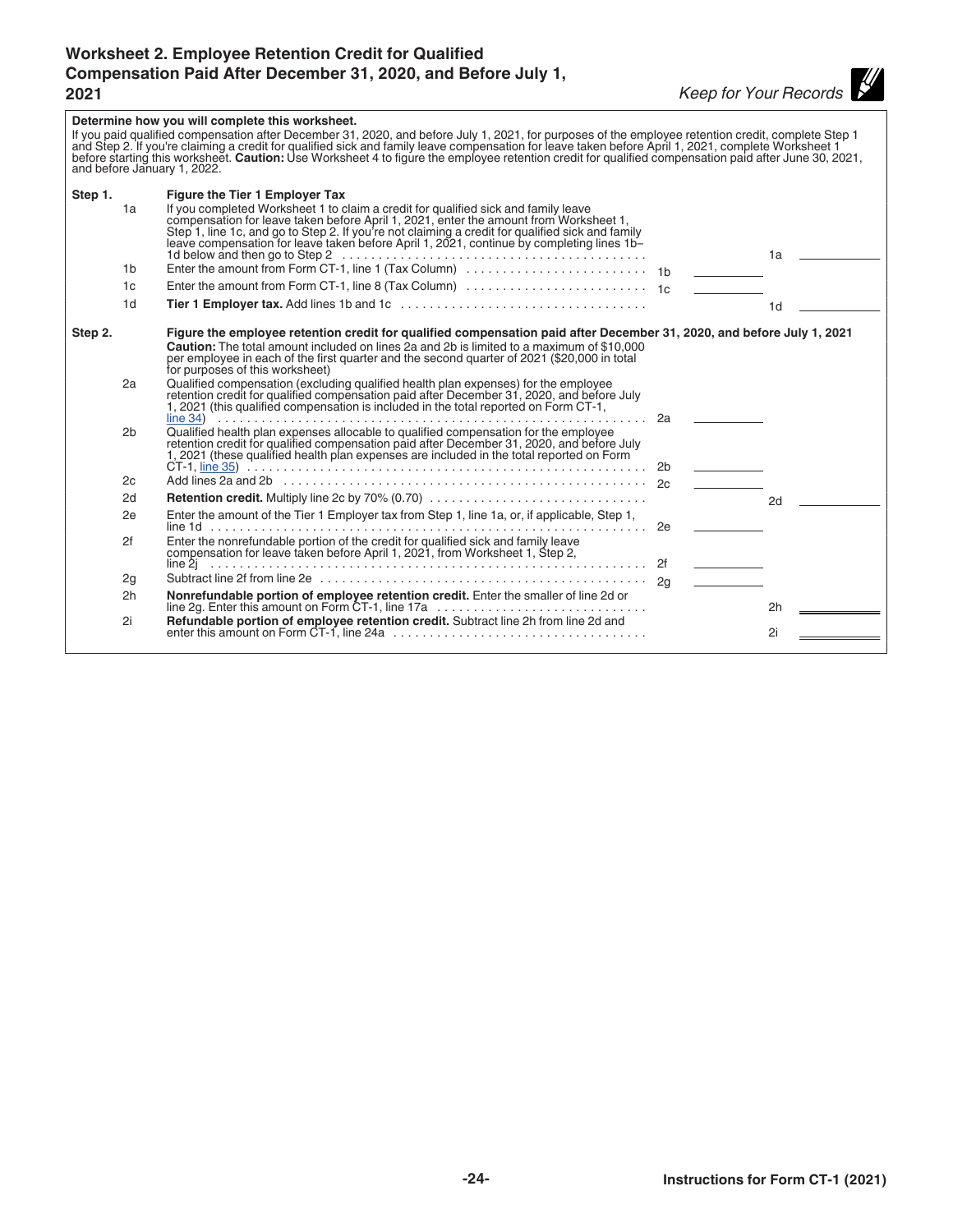# Worksheet 2. Employee Retention Credit for Qualified Compensation Paid After December 31, 2020, and Before July 1, 2021

*Keep for Your Records*

**Determine how you will complete this worksheet.**

If you paid qualified compensation after December 31, 2020, and before July 1, 2021, for purposes of the employee retention credit, complete Step 1 and Step 2. If you're claiming a credit for qualified sick and family leave compensation for leave taken before April 1, 2021, complete Worksheet 1 before starting this worksheet. **Caution:** Use Worksheet 4 to figure the employee retention credit for qualified compensation paid after June 30, 2021, and before January 1, 2022.

| Step | Line | Description | | | | |
|---|---|---|---|---|---|---|
| **Step 1.** | | **Figure the Tier 1 Employer Tax** | | | | |
| | 1a | If you completed Worksheet 1 to claim a credit for qualified sick and family leave compensation for leave taken before April 1, 2021, enter the amount from Worksheet 1, Step 1, line 1c, and go to Step 2. If you're not claiming a credit for qualified sick and family leave compensation for leave taken before April 1, 2021, continue by completing lines 1b–1d below and then go to Step 2 | | | 1a | |
| | 1b | Enter the amount from Form CT-1, line 1 (Tax Column) | 1b | | | |
| | 1c | Enter the amount from Form CT-1, line 8 (Tax Column) | 1c | | | |
| | 1d | **Tier 1 Employer tax.** Add lines 1b and 1c | | | 1d | |
| **Step 2.** | | **Figure the employee retention credit for qualified compensation paid after December 31, 2020, and before July 1, 2021** **Caution:** The total amount included on lines 2a and 2b is limited to a maximum of $10,000 per employee in each of the first quarter and the second quarter of 2021 ($20,000 in total for purposes of this worksheet) | | | | |
| | 2a | Qualified compensation (excluding qualified health plan expenses) for the employee retention credit for qualified compensation paid after December 31, 2020, and before July 1, 2021 (this qualified compensation is included in the total reported on Form CT-1, line 34) | 2a | | | |
| | 2b | Qualified health plan expenses allocable to qualified compensation for the employee retention credit for qualified compensation paid after December 31, 2020, and before July 1, 2021 (these qualified health plan expenses are included in the total reported on Form CT-1, line 35) | 2b | | | |
| | 2c | Add lines 2a and 2b | 2c | | | |
| | 2d | **Retention credit.** Multiply line 2c by 70% (0.70) | | | 2d | |
| | 2e | Enter the amount of the Tier 1 Employer tax from Step 1, line 1a, or, if applicable, Step 1, line 1d | 2e | | | |
| | 2f | Enter the nonrefundable portion of the credit for qualified sick and family leave compensation for leave taken before April 1, 2021, from Worksheet 1, Step 2, line 2j | 2f | | | |
| | 2g | Subtract line 2f from line 2e | 2g | | | |
| | 2h | **Nonrefundable portion of employee retention credit.** Enter the smaller of line 2d or line 2g. Enter this amount on Form CT-1, line 17a | | | 2h | |
| | 2i | **Refundable portion of employee retention credit.** Subtract line 2h from line 2d and enter this amount on Form CT-1, line 24a | | | 2i | |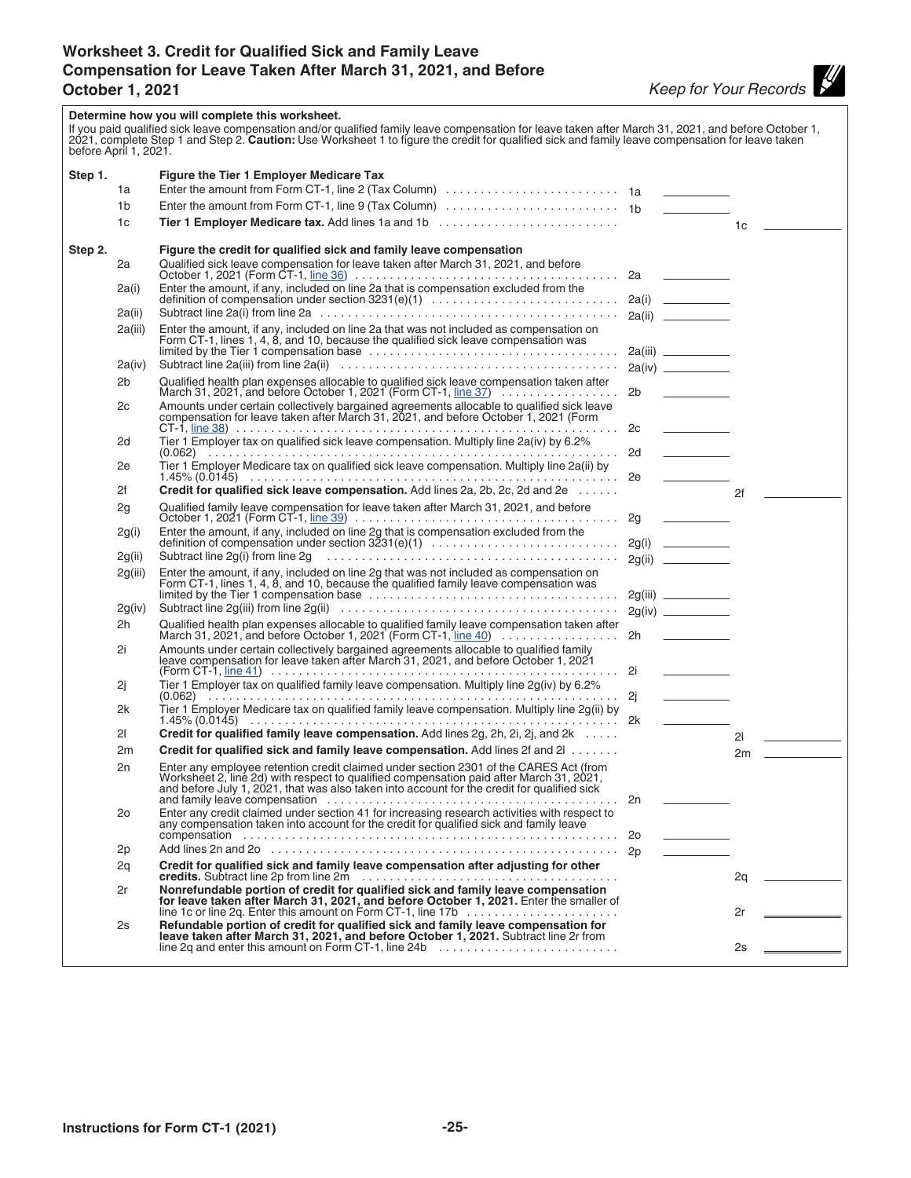## Worksheet 3. Credit for Qualified Sick and Family Leave Compensation for Leave Taken After March 31, 2021, and Before October 1, 2021

*Keep for Your Records*

**Determine how you will complete this worksheet.**

If you paid qualified sick leave compensation and/or qualified family leave compensation for leave taken after March 31, 2021, and before October 1, 2021, complete Step 1 and Step 2. **Caution:** Use Worksheet 1 to figure the credit for qualified sick and family leave compensation for leave taken before April 1, 2021.

| | | | | | |
|---|---|---|---|---|---|
| **Step 1.** | | **Figure the Tier 1 Employer Medicare Tax** | | | |
| | 1a | Enter the amount from Form CT-1, line 2 (Tax Column) | 1a | | |
| | 1b | Enter the amount from Form CT-1, line 9 (Tax Column) | 1b | | |
| | 1c | **Tier 1 Employer Medicare tax.** Add lines 1a and 1b | | 1c | |
| **Step 2.** | | **Figure the credit for qualified sick and family leave compensation** | | | |
| | 2a | Qualified sick leave compensation for leave taken after March 31, 2021, and before October 1, 2021 (Form CT-1, line 36) | 2a | | |
| | 2a(i) | Enter the amount, if any, included on line 2a that is compensation excluded from the definition of compensation under section 3231(e)(1) | 2a(i) | | |
| | 2a(ii) | Subtract line 2a(i) from line 2a | 2a(ii) | | |
| | 2a(iii) | Enter the amount, if any, included on line 2a that was not included as compensation on Form CT-1, lines 1, 4, 8, and 10, because the qualified sick leave compensation was limited by the Tier 1 compensation base | 2a(iii) | | |
| | 2a(iv) | Subtract line 2a(iii) from line 2a(ii) | 2a(iv) | | |
| | 2b | Qualified health plan expenses allocable to qualified sick leave compensation taken after March 31, 2021, and before October 1, 2021 (Form CT-1, line 37) | 2b | | |
| | 2c | Amounts under certain collectively bargained agreements allocable to qualified sick leave compensation for leave taken after March 31, 2021, and before October 1, 2021 (Form CT-1, line 38) | 2c | | |
| | 2d | Tier 1 Employer tax on qualified sick leave compensation. Multiply line 2a(iv) by 6.2% (0.062) | 2d | | |
| | 2e | Tier 1 Employer Medicare tax on qualified sick leave compensation. Multiply line 2a(ii) by 1.45% (0.0145) | 2e | | |
| | 2f | **Credit for qualified sick leave compensation.** Add lines 2a, 2b, 2c, 2d and 2e | | 2f | |
| | 2g | Qualified family leave compensation for leave taken after March 31, 2021, and before October 1, 2021 (Form CT-1, line 39) | 2g | | |
| | 2g(i) | Enter the amount, if any, included on line 2g that is compensation excluded from the definition of compensation under section 3231(e)(1) | 2g(i) | | |
| | 2g(ii) | Subtract line 2g(i) from line 2g | 2g(ii) | | |
| | 2g(iii) | Enter the amount, if any, included on line 2g that was not included as compensation on Form CT-1, lines 1, 4, 8, and 10, because the qualified family leave compensation was limited by the Tier 1 compensation base | 2g(iii) | | |
| | 2g(iv) | Subtract line 2g(iii) from line 2g(ii) | 2g(iv) | | |
| | 2h | Qualified health plan expenses allocable to qualified family leave compensation taken after March 31, 2021, and before October 1, 2021 (Form CT-1, line 40) | 2h | | |
| | 2i | Amounts under certain collectively bargained agreements allocable to qualified family leave compensation for leave taken after March 31, 2021, and before October 1, 2021 (Form CT-1, line 41) | 2i | | |
| | 2j | Tier 1 Employer tax on qualified family leave compensation. Multiply line 2g(iv) by 6.2% (0.062) | 2j | | |
| | 2k | Tier 1 Employer Medicare tax on qualified family leave compensation. Multiply line 2g(ii) by 1.45% (0.0145) | 2k | | |
| | 2l | **Credit for qualified family leave compensation.** Add lines 2g, 2h, 2i, 2j, and 2k | | 2l | |
| | 2m | **Credit for qualified sick and family leave compensation.** Add lines 2f and 2l | | 2m | |
| | 2n | Enter any employee retention credit claimed under section 2301 of the CARES Act (from Worksheet 2, line 2d) with respect to qualified compensation paid after March 31, 2021, and before July 1, 2021, that was also taken into account for the credit for qualified sick and family leave compensation | 2n | | |
| | 2o | Enter any credit claimed under section 41 for increasing research activities with respect to any compensation taken into account for the credit for qualified sick and family leave compensation | 2o | | |
| | 2p | Add lines 2n and 2o | 2p | | |
| | 2q | **Credit for qualified sick and family leave compensation after adjusting for other credits.** Subtract line 2p from line 2m | | 2q | |
| | 2r | **Nonrefundable portion of credit for qualified sick and family leave compensation for leave taken after March 31, 2021, and before October 1, 2021.** Enter the smaller of line 1c or line 2q. Enter this amount on Form CT-1, line 17b | | 2r | |
| | 2s | **Refundable portion of credit for qualified sick and family leave compensation for leave taken after March 31, 2021, and before October 1, 2021.** Subtract line 2r from line 2q and enter this amount on Form CT-1, line 24b | | 2s | |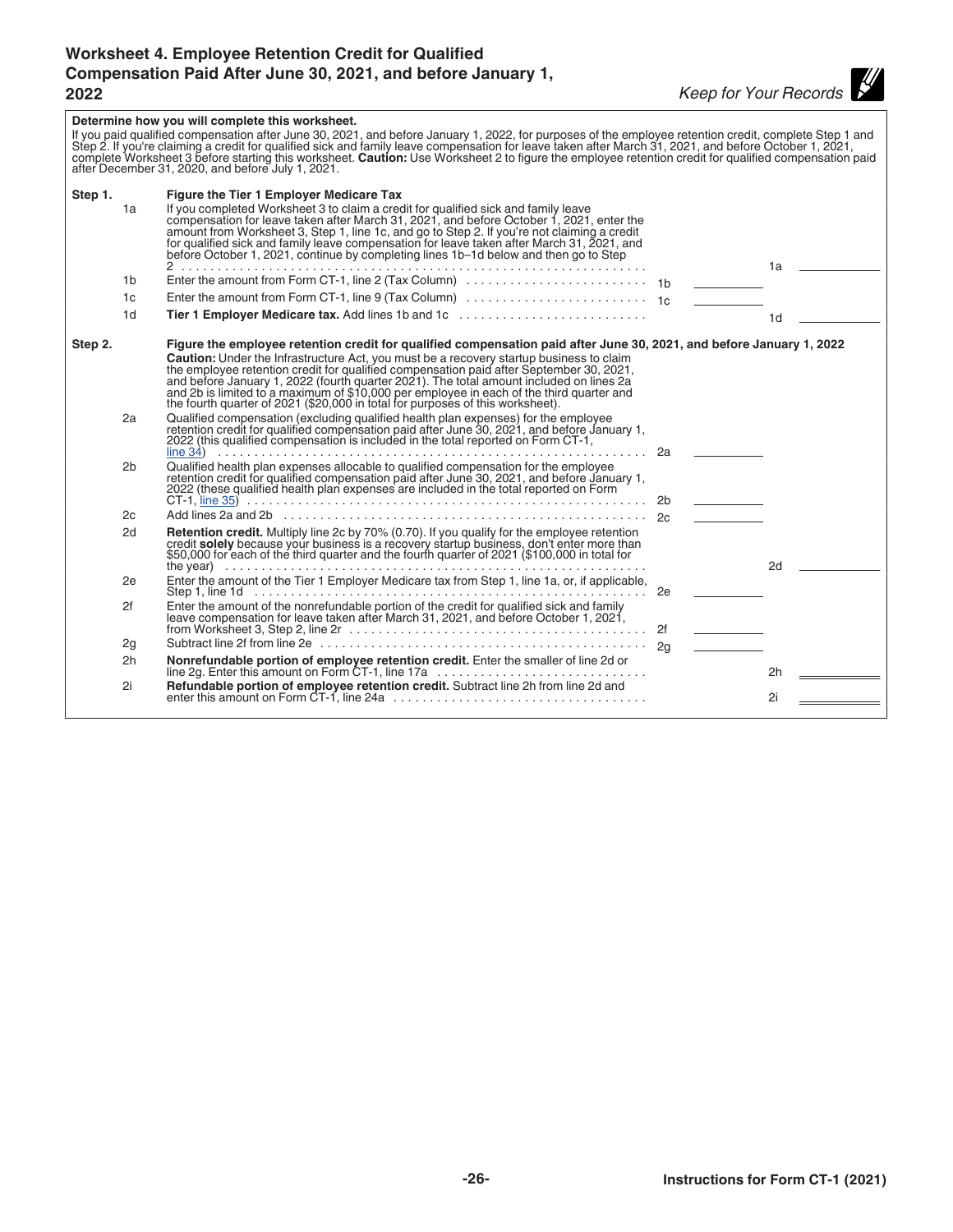# Worksheet 4. Employee Retention Credit for Qualified Compensation Paid After June 30, 2021, and before January 1, 2022

*Keep for Your Records*

**Determine how you will complete this worksheet.**

If you paid qualified compensation after June 30, 2021, and before January 1, 2022, for purposes of the employee retention credit, complete Step 1 and Step 2. If you're claiming a credit for qualified sick and family leave compensation for leave taken after March 31, 2021, and before October 1, 2021, complete Worksheet 3 before starting this worksheet. **Caution:** Use Worksheet 2 to figure the employee retention credit for qualified compensation paid after December 31, 2020, and before July 1, 2021.

| Step | Line | Description | | | | |
|---|---|---|---|---|---|---|
| **Step 1.** | | **Figure the Tier 1 Employer Medicare Tax** | | | | |
| | 1a | If you completed Worksheet 3 to claim a credit for qualified sick and family leave compensation for leave taken after March 31, 2021, and before October 1, 2021, enter the amount from Worksheet 3, Step 1, line 1c, and go to Step 2. If you're not claiming a credit for qualified sick and family leave compensation for leave taken after March 31, 2021, and before October 1, 2021, continue by completing lines 1b–1d below and then go to Step 2 | | | 1a | |
| | 1b | Enter the amount from Form CT-1, line 2 (Tax Column) | 1b | | | |
| | 1c | Enter the amount from Form CT-1, line 9 (Tax Column) | 1c | | | |
| | 1d | **Tier 1 Employer Medicare tax.** Add lines 1b and 1c | | | 1d | |
| **Step 2.** | | **Figure the employee retention credit for qualified compensation paid after June 30, 2021, and before January 1, 2022** **Caution:** Under the Infrastructure Act, you must be a recovery startup business to claim the employee retention credit for qualified compensation paid after September 30, 2021, and before January 1, 2022 (fourth quarter 2021). The total amount included on lines 2a and 2b is limited to a maximum of $10,000 per employee in each of the third quarter and the fourth quarter of 2021 ($20,000 in total for purposes of this worksheet). | | | | |
| | 2a | Qualified compensation (excluding qualified health plan expenses) for the employee retention credit for qualified compensation paid after June 30, 2021, and before January 1, 2022 (this qualified compensation is included in the total reported on Form CT-1, line 34) | 2a | | | |
| | 2b | Qualified health plan expenses allocable to qualified compensation for the employee retention credit for qualified compensation paid after June 30, 2021, and before January 1, 2022 (these qualified health plan expenses are included in the total reported on Form CT-1, line 35) | 2b | | | |
| | 2c | Add lines 2a and 2b | 2c | | | |
| | 2d | **Retention credit.** Multiply line 2c by 70% (0.70). If you qualify for the employee retention credit **solely** because your business is a recovery startup business, don't enter more than $50,000 for each of the third quarter and the fourth quarter of 2021 ($100,000 in total for the year) | | | 2d | |
| | 2e | Enter the amount of the Tier 1 Employer Medicare tax from Step 1, line 1a, or, if applicable, Step 1, line 1d | 2e | | | |
| | 2f | Enter the amount of the nonrefundable portion of the credit for qualified sick and family leave compensation for leave taken after March 31, 2021, and before October 1, 2021, from Worksheet 3, Step 2, line 2r | 2f | | | |
| | 2g | Subtract line 2f from line 2e | 2g | | | |
| | 2h | **Nonrefundable portion of employee retention credit.** Enter the smaller of line 2d or line 2g. Enter this amount on Form CT-1, line 17a | | | 2h | |
| | 2i | **Refundable portion of employee retention credit.** Subtract line 2h from line 2d and enter this amount on Form CT-1, line 24a | | | 2i | |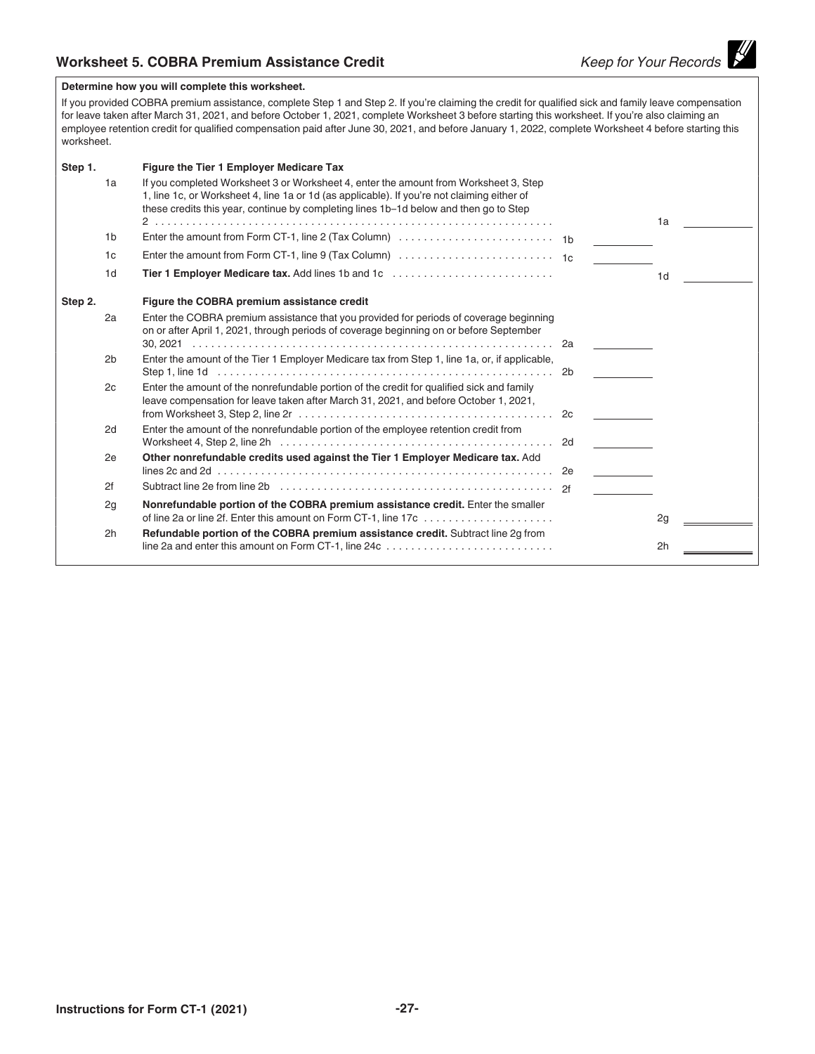## Worksheet 5. COBRA Premium Assistance Credit

*Keep for Your Records*

**Determine how you will complete this worksheet.**

If you provided COBRA premium assistance, complete Step 1 and Step 2. If you're claiming the credit for qualified sick and family leave compensation for leave taken after March 31, 2021, and before October 1, 2021, complete Worksheet 3 before starting this worksheet. If you're also claiming an employee retention credit for qualified compensation paid after June 30, 2021, and before January 1, 2022, complete Worksheet 4 before starting this worksheet.

**Step 1. Figure the Tier 1 Employer Medicare Tax**

| | | | | | |
|---|---|---|---|---|---|
| 1a | If you completed Worksheet 3 or Worksheet 4, enter the amount from Worksheet 3, Step 1, line 1c, or Worksheet 4, line 1a or 1d (as applicable). If you're not claiming either of these credits this year, continue by completing lines 1b–1d below and then go to Step 2 | | | 1a | |
| 1b | Enter the amount from Form CT-1, line 2 (Tax Column) | 1b | | | |
| 1c | Enter the amount from Form CT-1, line 9 (Tax Column) | 1c | | | |
| 1d | **Tier 1 Employer Medicare tax.** Add lines 1b and 1c | | | 1d | |

**Step 2. Figure the COBRA premium assistance credit**

| | | | | | |
|---|---|---|---|---|---|
| 2a | Enter the COBRA premium assistance that you provided for periods of coverage beginning on or after April 1, 2021, through periods of coverage beginning on or before September 30, 2021 | 2a | | | |
| 2b | Enter the amount of the Tier 1 Employer Medicare tax from Step 1, line 1a, or, if applicable, Step 1, line 1d | 2b | | | |
| 2c | Enter the amount of the nonrefundable portion of the credit for qualified sick and family leave compensation for leave taken after March 31, 2021, and before October 1, 2021, from Worksheet 3, Step 2, line 2r | 2c | | | |
| 2d | Enter the amount of the nonrefundable portion of the employee retention credit from Worksheet 4, Step 2, line 2h | 2d | | | |
| 2e | **Other nonrefundable credits used against the Tier 1 Employer Medicare tax.** Add lines 2c and 2d | 2e | | | |
| 2f | Subtract line 2e from line 2b | 2f | | | |
| 2g | **Nonrefundable portion of the COBRA premium assistance credit.** Enter the smaller of line 2a or line 2f. Enter this amount on Form CT-1, line 17c | | | 2g | |
| 2h | **Refundable portion of the COBRA premium assistance credit.** Subtract line 2g from line 2a and enter this amount on Form CT-1, line 24c | | | 2h | |